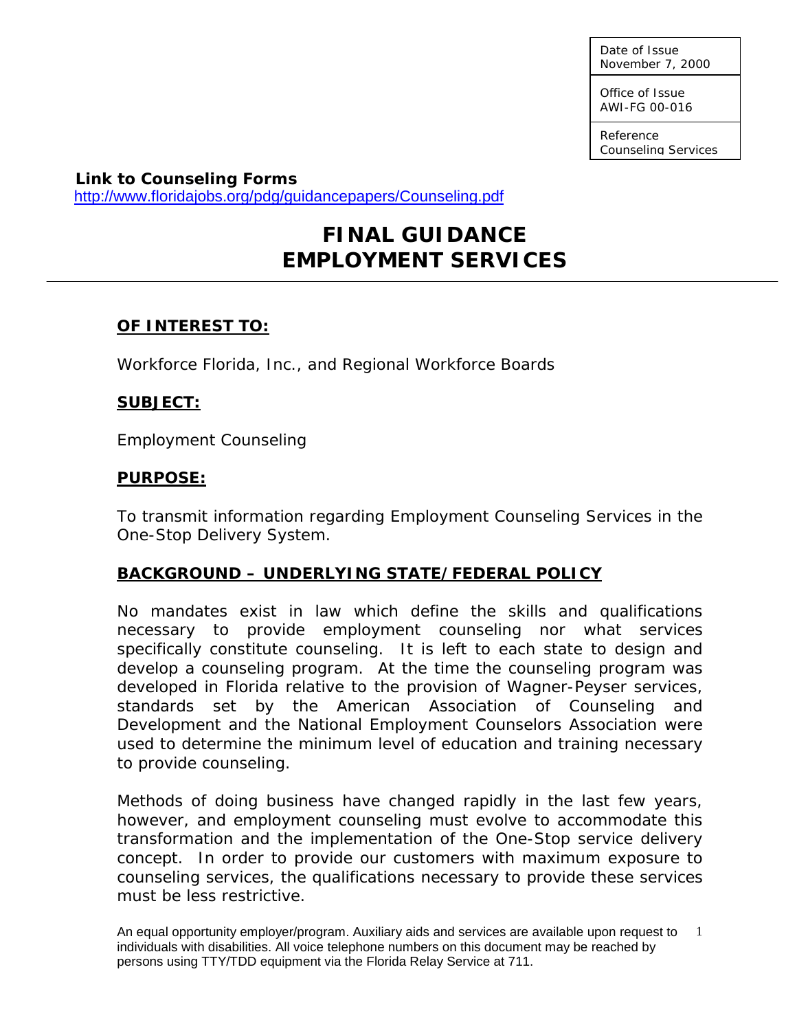| Date of Issue November 7, 2000 |
|---|
| Office of Issue AWI-FG 00-016 |
| Reference Counseling Services |

**Link to Counseling Forms**
http://www.floridajobs.org/pdg/guidancepapers/Counseling.pdf

# FINAL GUIDANCE
# EMPLOYMENT SERVICES

## OF INTEREST TO:

Workforce Florida, Inc., and Regional Workforce Boards

## SUBJECT:

Employment Counseling

## PURPOSE:

To transmit information regarding Employment Counseling Services in the One-Stop Delivery System.

## BACKGROUND – UNDERLYING STATE/FEDERAL POLICY

No mandates exist in law which define the skills and qualifications necessary to provide employment counseling nor what services specifically constitute counseling. It is left to each state to design and develop a counseling program. At the time the counseling program was developed in Florida relative to the provision of Wagner-Peyser services, standards set by the American Association of Counseling and Development and the National Employment Counselors Association were used to determine the minimum level of education and training necessary to provide counseling.

Methods of doing business have changed rapidly in the last few years, however, and employment counseling must evolve to accommodate this transformation and the implementation of the One-Stop service delivery concept. In order to provide our customers with maximum exposure to counseling services, the qualifications necessary to provide these services must be less restrictive.

An equal opportunity employer/program. Auxiliary aids and services are available upon request to individuals with disabilities. All voice telephone numbers on this document may be reached by persons using TTY/TDD equipment via the Florida Relay Service at 711.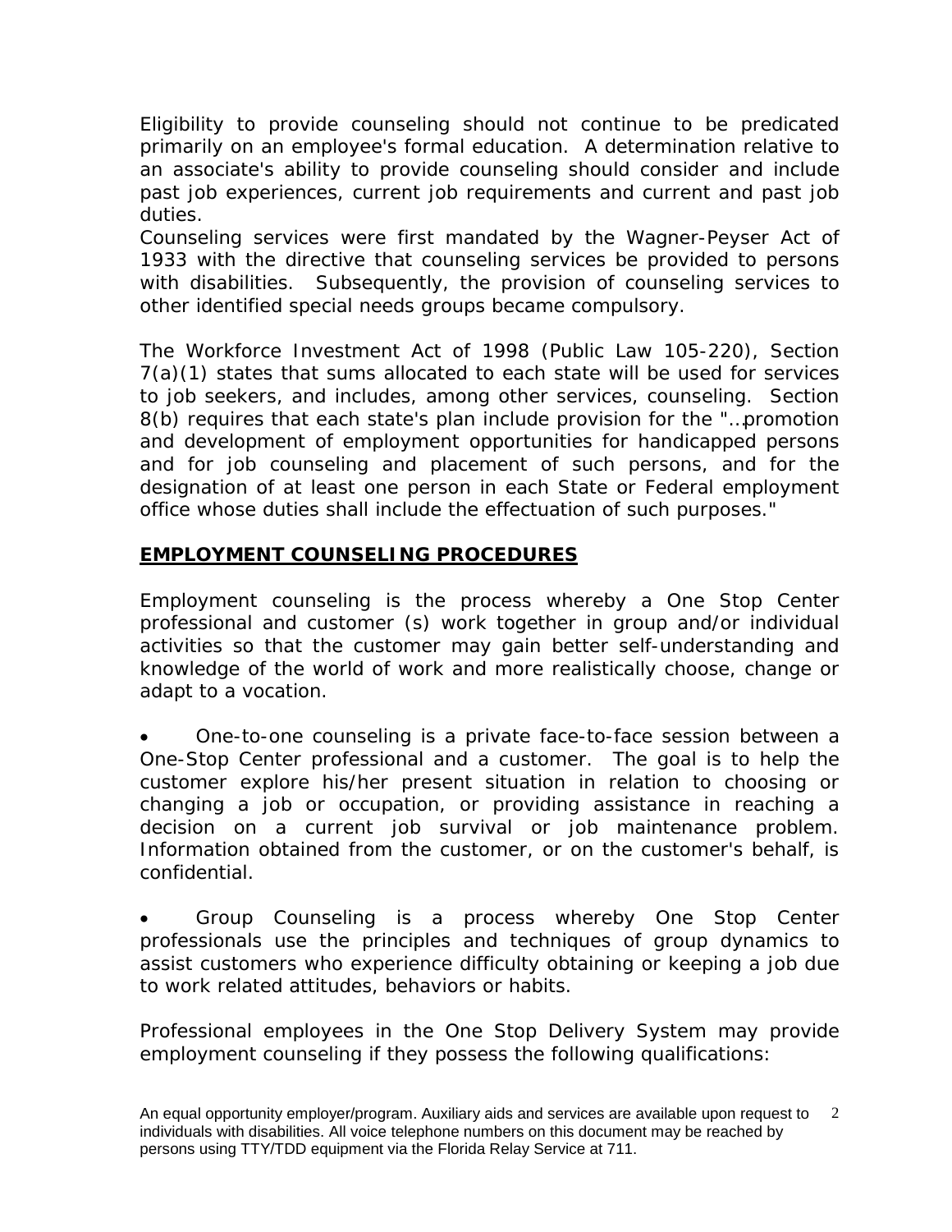Eligibility to provide counseling should not continue to be predicated primarily on an employee's formal education. A determination relative to an associate's ability to provide counseling should consider and include past job experiences, current job requirements and current and past job duties.

Counseling services were first mandated by the Wagner-Peyser Act of 1933 with the directive that counseling services be provided to persons with disabilities. Subsequently, the provision of counseling services to other identified special needs groups became compulsory.

The Workforce Investment Act of 1998 (Public Law 105-220), Section 7(a)(1) states that sums allocated to each state will be used for services to job seekers, and includes, among other services, counseling. Section 8(b) requires that each state's plan include provision for the "…promotion and development of employment opportunities for handicapped persons and for job counseling and placement of such persons, and for the designation of at least one person in each State or Federal employment office whose duties shall include the effectuation of such purposes."

## EMPLOYMENT COUNSELING PROCEDURES

Employment counseling is the process whereby a One Stop Center professional and customer (s) work together in group and/or individual activities so that the customer may gain better self-understanding and knowledge of the world of work and more realistically choose, change or adapt to a vocation.

- One-to-one counseling is a private face-to-face session between a One-Stop Center professional and a customer. The goal is to help the customer explore his/her present situation in relation to choosing or changing a job or occupation, or providing assistance in reaching a decision on a current job survival or job maintenance problem. Information obtained from the customer, or on the customer's behalf, is confidential.

- Group Counseling is a process whereby One Stop Center professionals use the principles and techniques of group dynamics to assist customers who experience difficulty obtaining or keeping a job due to work related attitudes, behaviors or habits.

Professional employees in the One Stop Delivery System may provide employment counseling if they possess the following qualifications: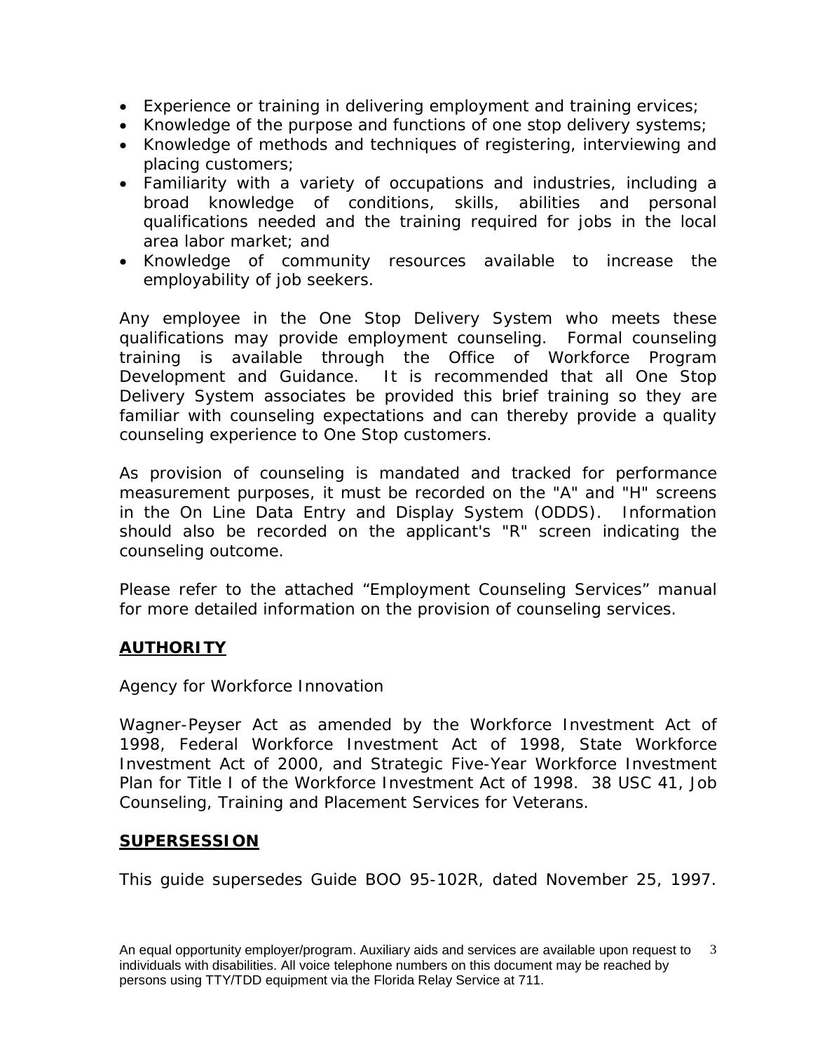- Experience or training in delivering employment and training ervices;
- Knowledge of the purpose and functions of one stop delivery systems;
- Knowledge of methods and techniques of registering, interviewing and placing customers;
- Familiarity with a variety of occupations and industries, including a broad knowledge of conditions, skills, abilities and personal qualifications needed and the training required for jobs in the local area labor market; and
- Knowledge of community resources available to increase the employability of job seekers.

Any employee in the One Stop Delivery System who meets these qualifications may provide employment counseling. Formal counseling training is available through the Office of Workforce Program Development and Guidance. It is recommended that all One Stop Delivery System associates be provided this brief training so they are familiar with counseling expectations and can thereby provide a quality counseling experience to One Stop customers.

As provision of counseling is mandated and tracked for performance measurement purposes, it must be recorded on the "A" and "H" screens in the On Line Data Entry and Display System (ODDS). Information should also be recorded on the applicant's "R" screen indicating the counseling outcome.

Please refer to the attached "Employment Counseling Services" manual for more detailed information on the provision of counseling services.

## **AUTHORITY**

Agency for Workforce Innovation

Wagner-Peyser Act as amended by the Workforce Investment Act of 1998, Federal Workforce Investment Act of 1998, State Workforce Investment Act of 2000, and Strategic Five-Year Workforce Investment Plan for Title I of the Workforce Investment Act of 1998. 38 USC 41, Job Counseling, Training and Placement Services for Veterans.

## **SUPERSESSION**

This guide supersedes Guide BOO 95-102R, dated November 25, 1997.

An equal opportunity employer/program. Auxiliary aids and services are available upon request to individuals with disabilities. All voice telephone numbers on this document may be reached by persons using TTY/TDD equipment via the Florida Relay Service at 711.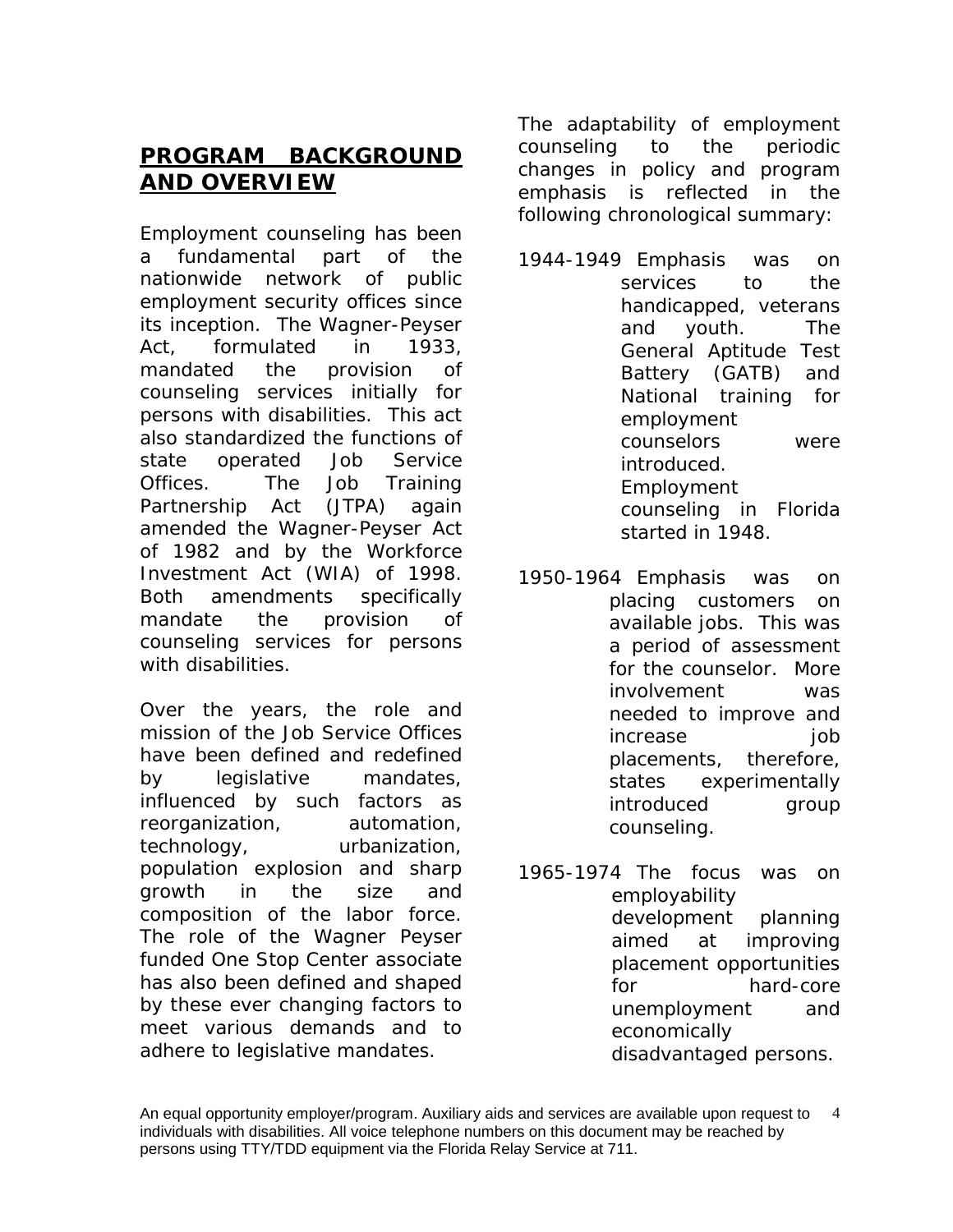## PROGRAM BACKGROUND AND OVERVIEW

Employment counseling has been a fundamental part of the nationwide network of public employment security offices since its inception. The Wagner-Peyser Act, formulated in 1933, mandated the provision of counseling services initially for persons with disabilities. This act also standardized the functions of state operated Job Service Offices. The Job Training Partnership Act (JTPA) again amended the Wagner-Peyser Act of 1982 and by the Workforce Investment Act (WIA) of 1998. Both amendments specifically mandate the provision of counseling services for persons with disabilities.

Over the years, the role and mission of the Job Service Offices have been defined and redefined by legislative mandates, influenced by such factors as reorganization, automation, technology, urbanization, population explosion and sharp growth in the size and composition of the labor force. The role of the Wagner Peyser funded One Stop Center associate has also been defined and shaped by these ever changing factors to meet various demands and to adhere to legislative mandates.

The adaptability of employment counseling to the periodic changes in policy and program emphasis is reflected in the following chronological summary:

1944-1949 Emphasis was on services to the handicapped, veterans and youth. The General Aptitude Test Battery (GATB) and National training for employment counselors were introduced. Employment counseling in Florida started in 1948.

1950-1964 Emphasis was on placing customers on available jobs. This was a period of assessment for the counselor. More involvement was needed to improve and increase job placements, therefore, states experimentally introduced group counseling.

1965-1974 The focus was on employability development planning aimed at improving placement opportunities for hard-core unemployment and economically disadvantaged persons.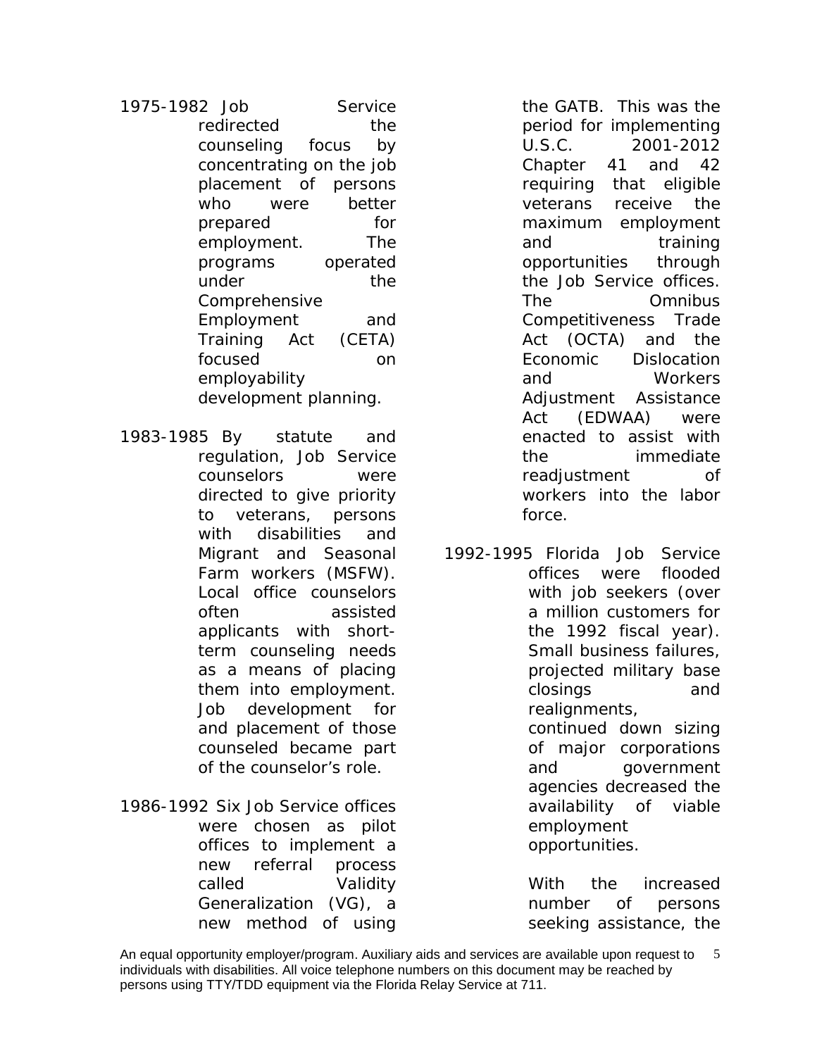1975-1982 Job Service redirected the counseling focus by concentrating on the job placement of persons who were better prepared for employment. The programs operated under the Comprehensive Employment and Training Act (CETA) focused on employability development planning.

1983-1985 By statute and regulation, Job Service counselors were directed to give priority to veterans, persons with disabilities and Migrant and Seasonal Farm workers (MSFW). Local office counselors often assisted applicants with short-term counseling needs as a means of placing them into employment. Job development for and placement of those counseled became part of the counselor's role.

1986-1992 Six Job Service offices were chosen as pilot offices to implement a new referral process called Validity Generalization (VG), a new method of using the GATB. This was the period for implementing U.S.C. 2001-2012 Chapter 41 and 42 requiring that eligible veterans receive the maximum employment and training opportunities through the Job Service offices. The Omnibus Competitiveness Trade Act (OCTA) and the Economic Dislocation and Workers Adjustment Assistance Act (EDWAA) were enacted to assist with the immediate readjustment of workers into the labor force.

1992-1995 Florida Job Service offices were flooded with job seekers (over a million customers for the 1992 fiscal year). Small business failures, projected military base closings and realignments, continued down sizing of major corporations and government agencies decreased the availability of viable employment opportunities.

With the increased number of persons seeking assistance, the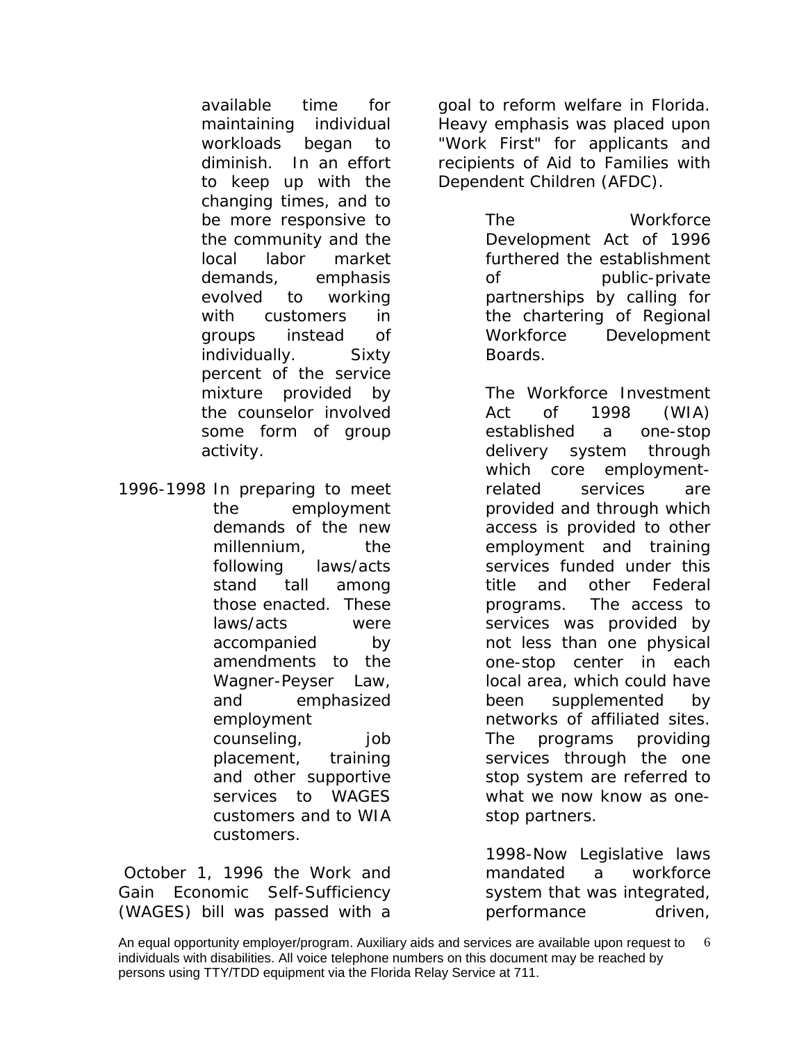available time for maintaining individual workloads began to diminish. In an effort to keep up with the changing times, and to be more responsive to the community and the local labor market demands, emphasis evolved to working with customers in groups instead of individually. Sixty percent of the service mixture provided by the counselor involved some form of group activity.

1996-1998 In preparing to meet the employment demands of the new millennium, the following laws/acts stand tall among those enacted. These laws/acts were accompanied by amendments to the Wagner-Peyser Law, and emphasized employment counseling, job placement, training and other supportive services to WAGES customers and to WIA customers.

October 1, 1996 the Work and Gain Economic Self-Sufficiency (WAGES) bill was passed with a goal to reform welfare in Florida. Heavy emphasis was placed upon "Work First" for applicants and recipients of Aid to Families with Dependent Children (AFDC).

The Workforce Development Act of 1996 furthered the establishment of public-private partnerships by calling for the chartering of Regional Workforce Development Boards.

The Workforce Investment Act of 1998 (WIA) established a one-stop delivery system through which core employment-related services are provided and through which access is provided to other employment and training services funded under this title and other Federal programs. The access to services was provided by not less than one physical one-stop center in each local area, which could have been supplemented by networks of affiliated sites. The programs providing services through the one stop system are referred to what we now know as one-stop partners.

1998-Now Legislative laws mandated a workforce system that was integrated, performance driven,

An equal opportunity employer/program. Auxiliary aids and services are available upon request to individuals with disabilities. All voice telephone numbers on this document may be reached by persons using TTY/TDD equipment via the Florida Relay Service at 711.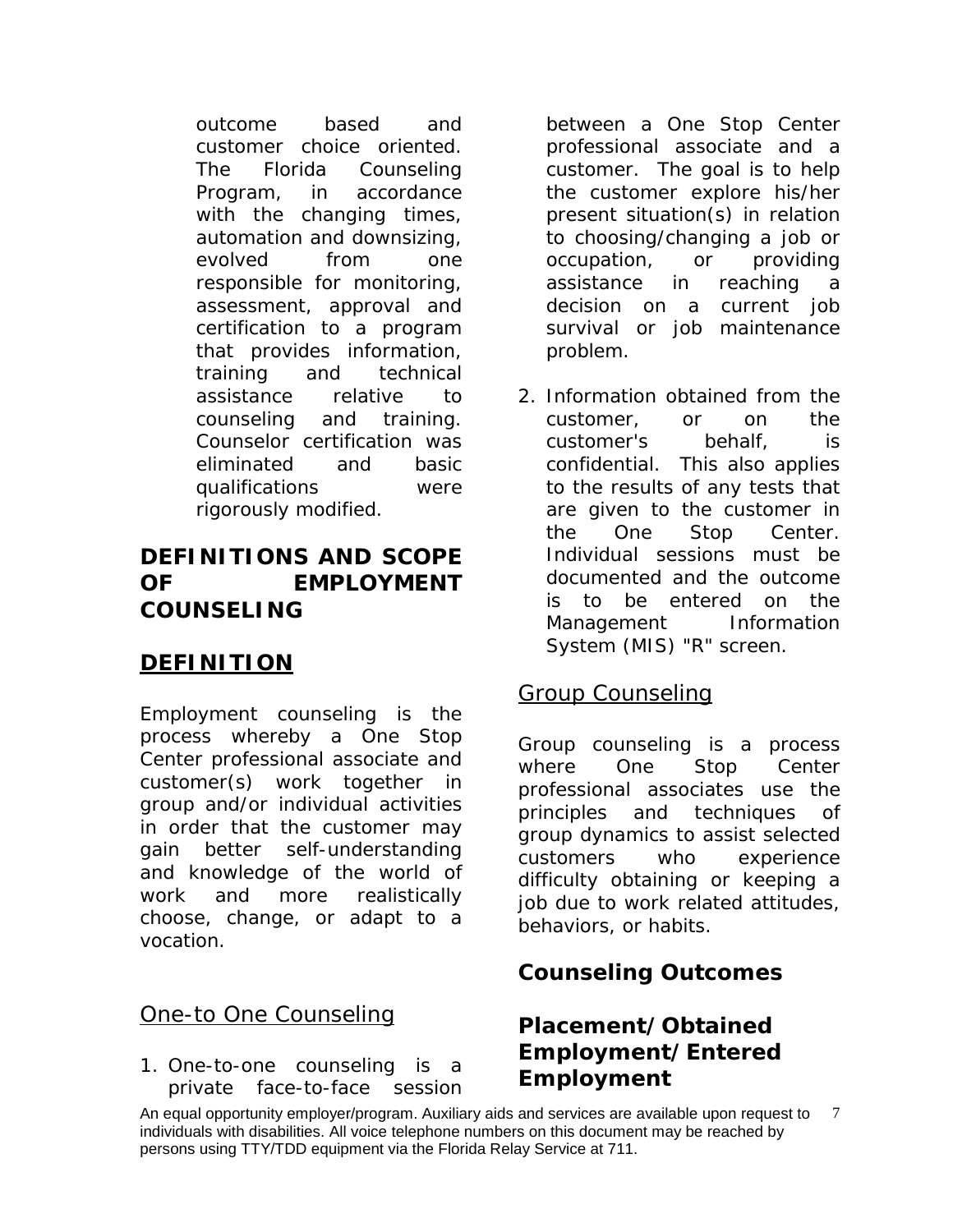outcome based and customer choice oriented. The Florida Counseling Program, in accordance with the changing times, automation and downsizing, evolved from one responsible for monitoring, assessment, approval and certification to a program that provides information, training and technical assistance relative to counseling and training. Counselor certification was eliminated and basic qualifications were rigorously modified.

## DEFINITIONS AND SCOPE OF EMPLOYMENT COUNSELING

## DEFINITION

Employment counseling is the process whereby a One Stop Center professional associate and customer(s) work together in group and/or individual activities in order that the customer may gain better self-understanding and knowledge of the world of work and more realistically choose, change, or adapt to a vocation.

### One-to One Counseling

1. One-to-one counseling is a private face-to-face session between a One Stop Center professional associate and a customer. The goal is to help the customer explore his/her present situation(s) in relation to choosing/changing a job or occupation, or providing assistance in reaching a decision on a current job survival or job maintenance problem.

2. Information obtained from the customer, or on the customer's behalf, is confidential. This also applies to the results of any tests that are given to the customer in the One Stop Center. Individual sessions must be documented and the outcome is to be entered on the Management Information System (MIS) "R" screen.

### Group Counseling

Group counseling is a process where One Stop Center professional associates use the principles and techniques of group dynamics to assist selected customers who experience difficulty obtaining or keeping a job due to work related attitudes, behaviors, or habits.

### Counseling Outcomes

### Placement/Obtained Employment/Entered Employment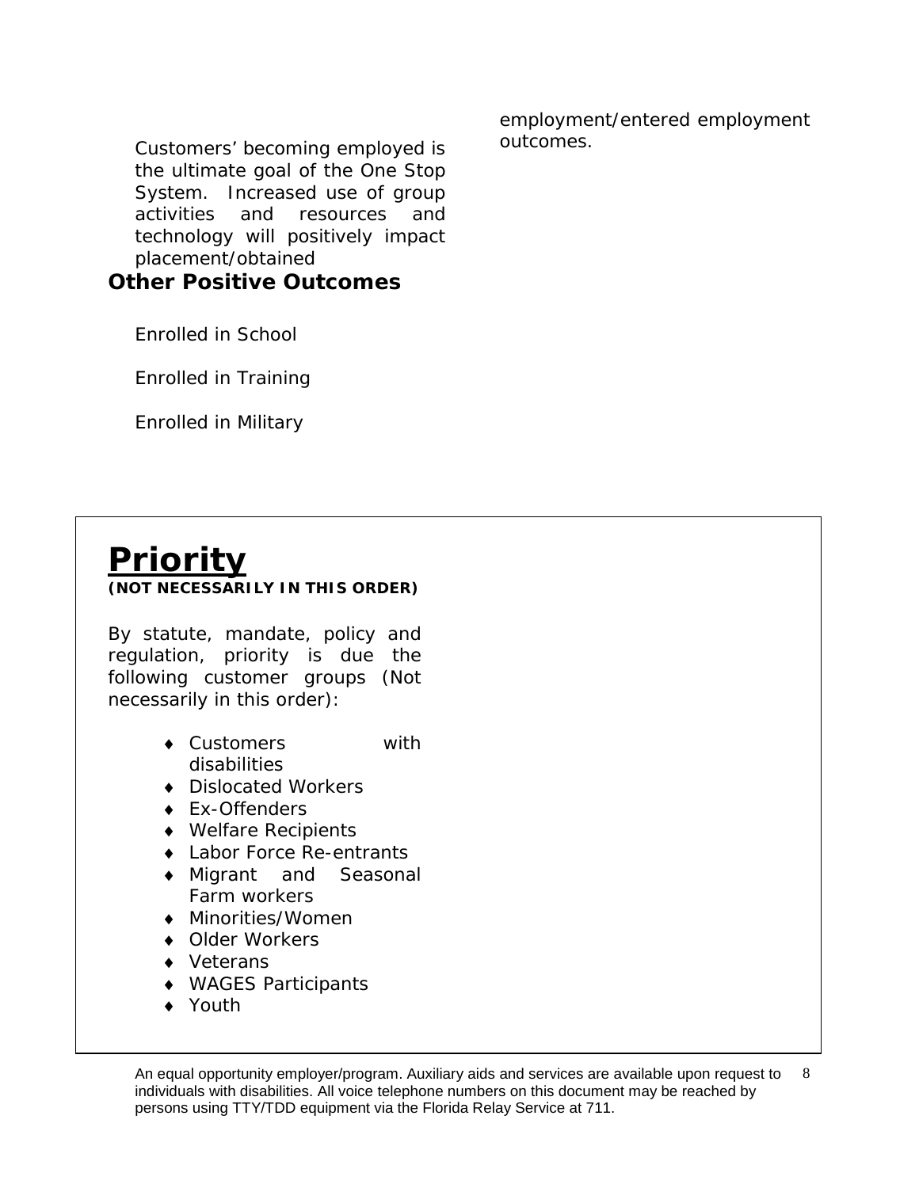Customers' becoming employed is the ultimate goal of the One Stop System. Increased use of group activities and resources and technology will positively impact placement/obtained employment/entered employment outcomes.

**Other Positive Outcomes**

Enrolled in School

Enrolled in Training

Enrolled in Military

# Priority

**(NOT NECESSARILY IN THIS ORDER)**

By statute, mandate, policy and regulation, priority is due the following customer groups (Not necessarily in this order):

- Customers with disabilities
- Dislocated Workers
- Ex-Offenders
- Welfare Recipients
- Labor Force Re-entrants
- Migrant and Seasonal Farm workers
- Minorities/Women
- Older Workers
- Veterans
- WAGES Participants
- Youth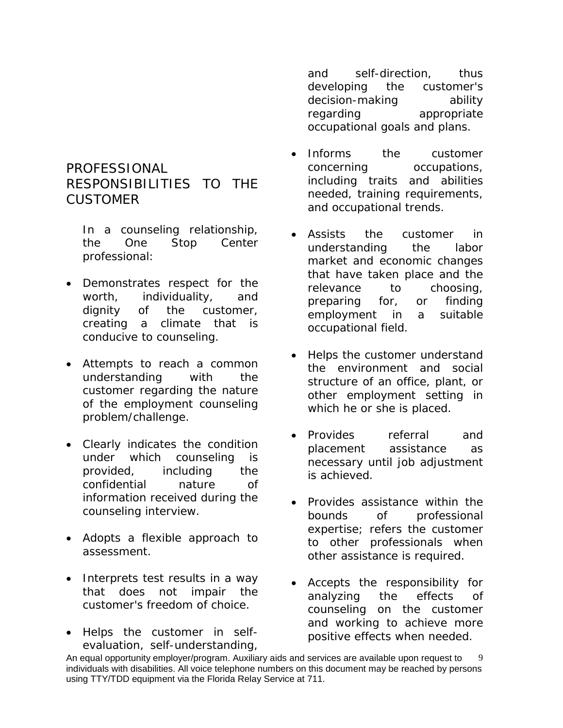## PROFESSIONAL RESPONSIBILITIES TO THE CUSTOMER

In a counseling relationship, the One Stop Center professional:

- Demonstrates respect for the worth, individuality, and dignity of the customer, creating a climate that is conducive to counseling.
- Attempts to reach a common understanding with the customer regarding the nature of the employment counseling problem/challenge.
- Clearly indicates the condition under which counseling is provided, including the confidential nature of information received during the counseling interview.
- Adopts a flexible approach to assessment.
- Interprets test results in a way that does not impair the customer's freedom of choice.
- Helps the customer in self-evaluation, self-understanding, and self-direction, thus developing the customer's decision-making ability regarding appropriate occupational goals and plans.
- Informs the customer concerning occupations, including traits and abilities needed, training requirements, and occupational trends.
- Assists the customer in understanding the labor market and economic changes that have taken place and the relevance to choosing, preparing for, or finding employment in a suitable occupational field.
- Helps the customer understand the environment and social structure of an office, plant, or other employment setting in which he or she is placed.
- Provides referral and placement assistance as necessary until job adjustment is achieved.
- Provides assistance within the bounds of professional expertise; refers the customer to other professionals when other assistance is required.
- Accepts the responsibility for analyzing the effects of counseling on the customer and working to achieve more positive effects when needed.

An equal opportunity employer/program. Auxiliary aids and services are available upon request to individuals with disabilities. All voice telephone numbers on this document may be reached by persons using TTY/TDD equipment via the Florida Relay Service at 711.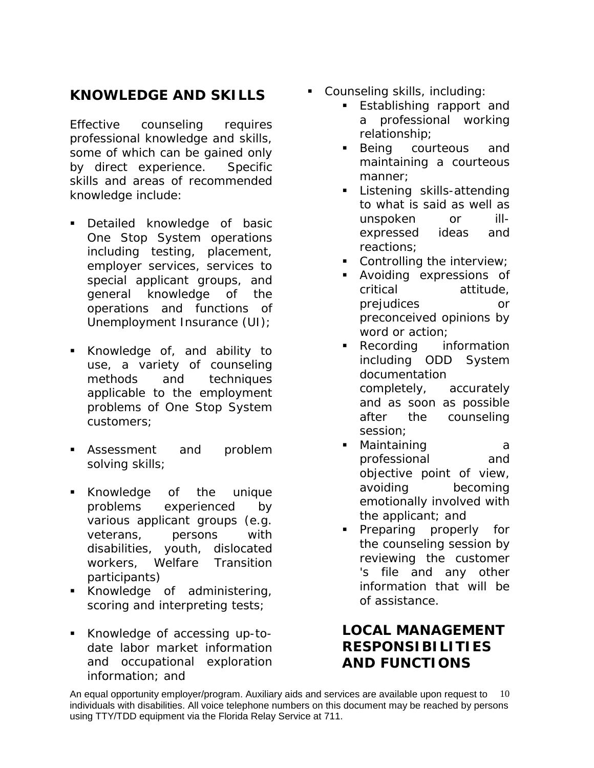## KNOWLEDGE AND SKILLS

Effective counseling requires professional knowledge and skills, some of which can be gained only by direct experience. Specific skills and areas of recommended knowledge include:

- Detailed knowledge of basic One Stop System operations including testing, placement, employer services, services to special applicant groups, and general knowledge of the operations and functions of Unemployment Insurance (UI);
- Knowledge of, and ability to use, a variety of counseling methods and techniques applicable to the employment problems of One Stop System customers;
- Assessment and problem solving skills;
- Knowledge of the unique problems experienced by various applicant groups (e.g. veterans, persons with disabilities, youth, dislocated workers, Welfare Transition participants)
- Knowledge of administering, scoring and interpreting tests;
- Knowledge of accessing up-to-date labor market information and occupational exploration information; and
- Counseling skills, including:
  - Establishing rapport and a professional working relationship;
  - Being courteous and maintaining a courteous manner;
  - Listening skills-attending to what is said as well as unspoken or ill-expressed ideas and reactions;
  - Controlling the interview;
  - Avoiding expressions of critical attitude, prejudices or preconceived opinions by word or action;
  - Recording information including ODD System documentation completely, accurately and as soon as possible after the counseling session;
  - Maintaining a professional and objective point of view, avoiding becoming emotionally involved with the applicant; and
  - Preparing properly for the counseling session by reviewing the customer 's file and any other information that will be of assistance.

## LOCAL MANAGEMENT RESPONSIBILITIES AND FUNCTIONS

An equal opportunity employer/program. Auxiliary aids and services are available upon request to individuals with disabilities. All voice telephone numbers on this document may be reached by persons using TTY/TDD equipment via the Florida Relay Service at 711.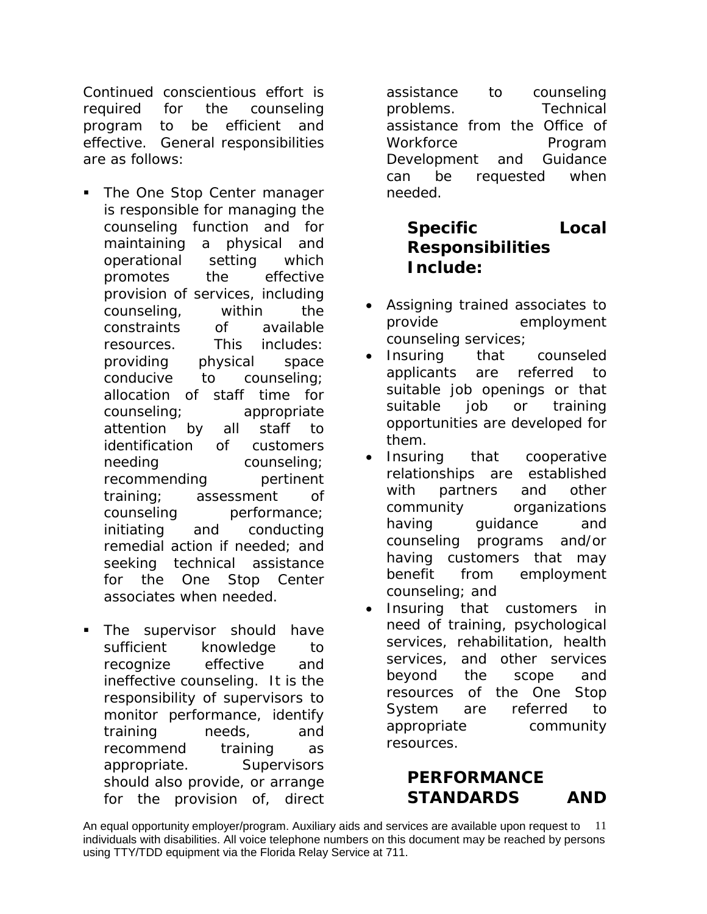Continued conscientious effort is required for the counseling program to be efficient and effective. General responsibilities are as follows:

- The One Stop Center manager is responsible for managing the counseling function and for maintaining a physical and operational setting which promotes the effective provision of services, including counseling, within the constraints of available resources. This includes: providing physical space conducive to counseling; allocation of staff time for counseling; appropriate attention by all staff to identification of customers needing counseling; recommending pertinent training; assessment of counseling performance; initiating and conducting remedial action if needed; and seeking technical assistance for the One Stop Center associates when needed.

- The supervisor should have sufficient knowledge to recognize effective and ineffective counseling. It is the responsibility of supervisors to monitor performance, identify training needs, and recommend training as appropriate. Supervisors should also provide, or arrange for the provision of, direct assistance to counseling problems. Technical assistance from the Office of Workforce Program Development and Guidance can be requested when needed.

### Specific Local Responsibilities Include:

- Assigning trained associates to provide employment counseling services;
- Insuring that counseled applicants are referred to suitable job openings or that suitable job or training opportunities are developed for them.
- Insuring that cooperative relationships are established with partners and other community organizations having guidance and counseling programs and/or having customers that may benefit from employment counseling; and
- Insuring that customers in need of training, psychological services, rehabilitation, health services, and other services beyond the scope and resources of the One Stop System are referred to appropriate community resources.

### PERFORMANCE STANDARDS AND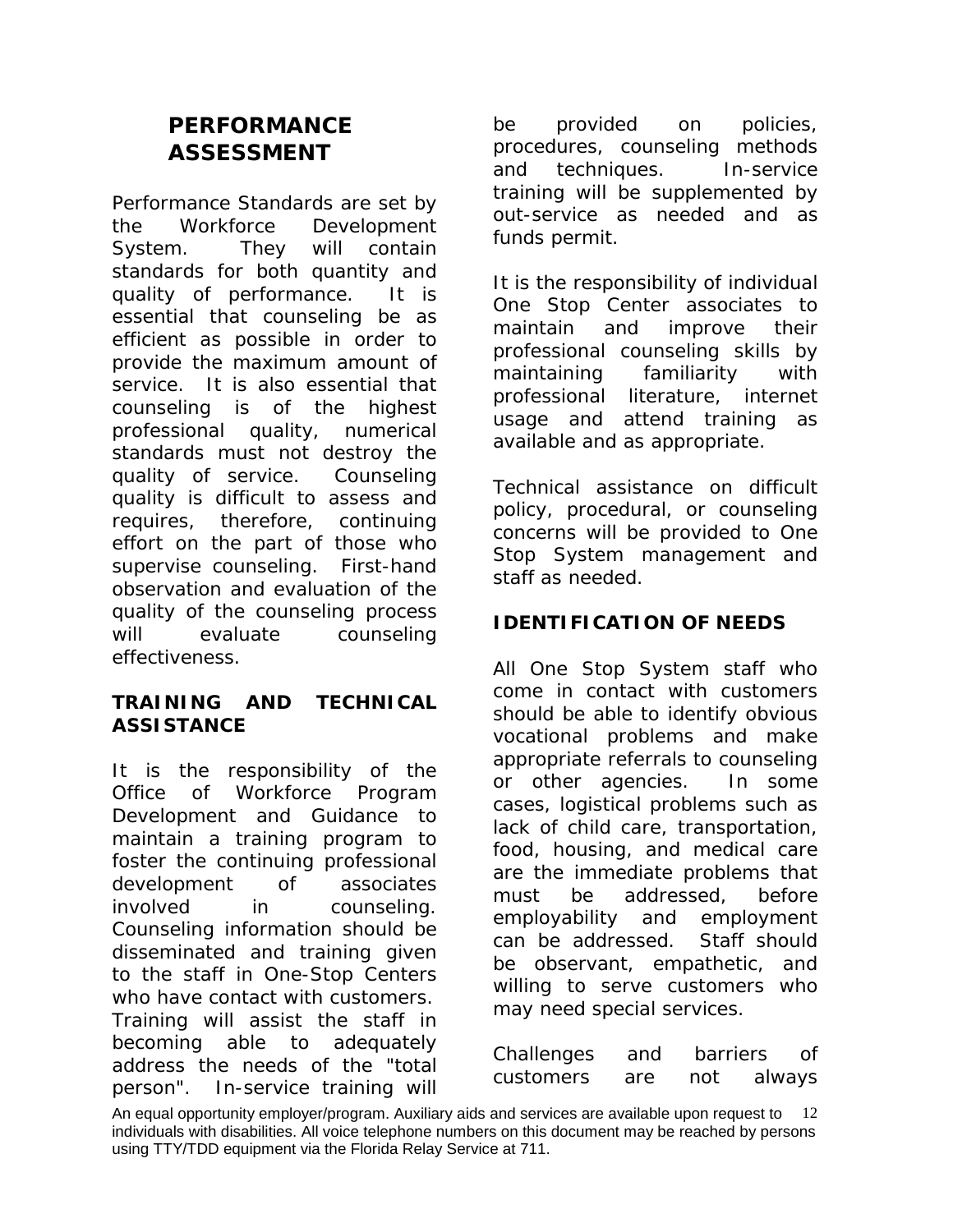## PERFORMANCE ASSESSMENT

Performance Standards are set by the Workforce Development System. They will contain standards for both quantity and quality of performance. It is essential that counseling be as efficient as possible in order to provide the maximum amount of service. It is also essential that counseling is of the highest professional quality, numerical standards must not destroy the quality of service. Counseling quality is difficult to assess and requires, therefore, continuing effort on the part of those who supervise counseling. First-hand observation and evaluation of the quality of the counseling process will evaluate counseling effectiveness.

### TRAINING AND TECHNICAL ASSISTANCE

It is the responsibility of the Office of Workforce Program Development and Guidance to maintain a training program to foster the continuing professional development of associates involved in counseling. Counseling information should be disseminated and training given to the staff in One-Stop Centers who have contact with customers. Training will assist the staff in becoming able to adequately address the needs of the "total person". In-service training will be provided on policies, procedures, counseling methods and techniques. In-service training will be supplemented by out-service as needed and as funds permit.

It is the responsibility of individual One Stop Center associates to maintain and improve their professional counseling skills by maintaining familiarity with professional literature, internet usage and attend training as available and as appropriate.

Technical assistance on difficult policy, procedural, or counseling concerns will be provided to One Stop System management and staff as needed.

### IDENTIFICATION OF NEEDS

All One Stop System staff who come in contact with customers should be able to identify obvious vocational problems and make appropriate referrals to counseling or other agencies. In some cases, logistical problems such as lack of child care, transportation, food, housing, and medical care are the immediate problems that must be addressed, before employability and employment can be addressed. Staff should be observant, empathetic, and willing to serve customers who may need special services.

Challenges and barriers of customers are not always

An equal opportunity employer/program. Auxiliary aids and services are available upon request to individuals with disabilities. All voice telephone numbers on this document may be reached by persons using TTY/TDD equipment via the Florida Relay Service at 711.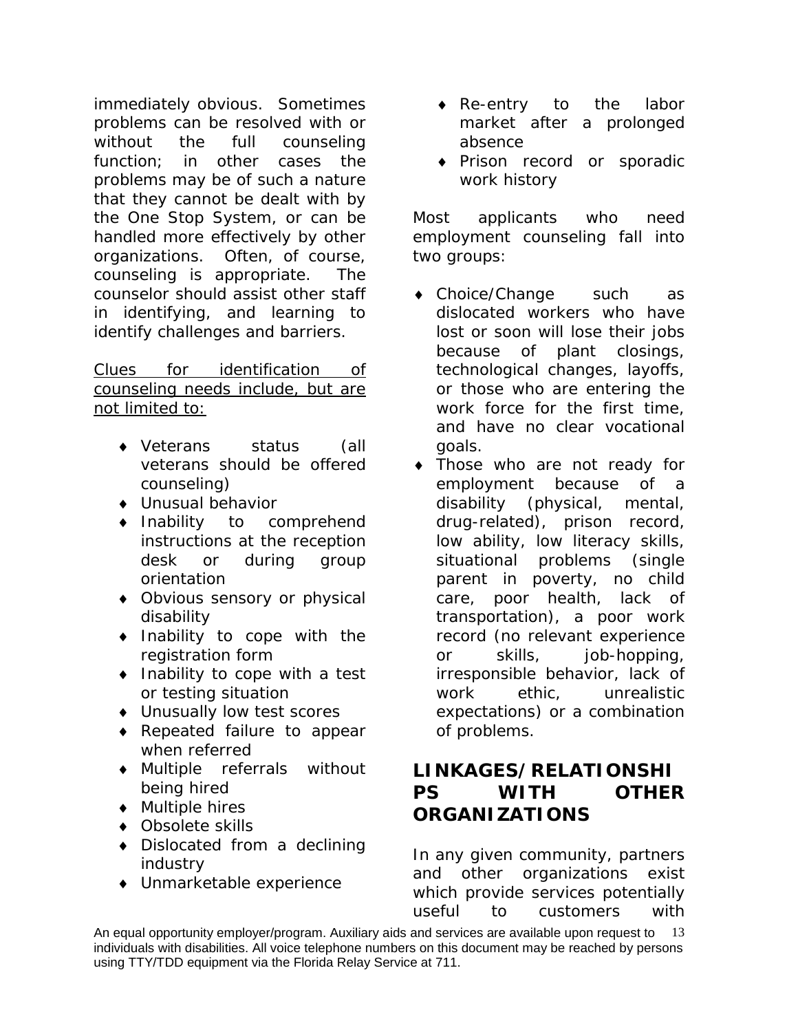immediately obvious. Sometimes problems can be resolved with or without the full counseling function; in other cases the problems may be of such a nature that they cannot be dealt with by the One Stop System, or can be handled more effectively by other organizations. Often, of course, counseling is appropriate. The counselor should assist other staff in identifying, and learning to identify challenges and barriers.

<u>Clues for identification of counseling needs include, but are not limited to:</u>

- Veterans status (all veterans should be offered counseling)
- Unusual behavior
- Inability to comprehend instructions at the reception desk or during group orientation
- Obvious sensory or physical disability
- Inability to cope with the registration form
- Inability to cope with a test or testing situation
- Unusually low test scores
- Repeated failure to appear when referred
- Multiple referrals without being hired
- Multiple hires
- Obsolete skills
- Dislocated from a declining industry
- Unmarketable experience
- Re-entry to the labor market after a prolonged absence
- Prison record or sporadic work history

Most applicants who need employment counseling fall into two groups:

- Choice/Change such as dislocated workers who have lost or soon will lose their jobs because of plant closings, technological changes, layoffs, or those who are entering the work force for the first time, and have no clear vocational goals.
- Those who are not ready for employment because of a disability (physical, mental, drug-related), prison record, low ability, low literacy skills, situational problems (single parent in poverty, no child care, poor health, lack of transportation), a poor work record (no relevant experience or skills, job-hopping, irresponsible behavior, lack of work ethic, unrealistic expectations) or a combination of problems.

## LINKAGES/RELATIONSHIPS WITH OTHER ORGANIZATIONS

In any given community, partners and other organizations exist which provide services potentially useful to customers with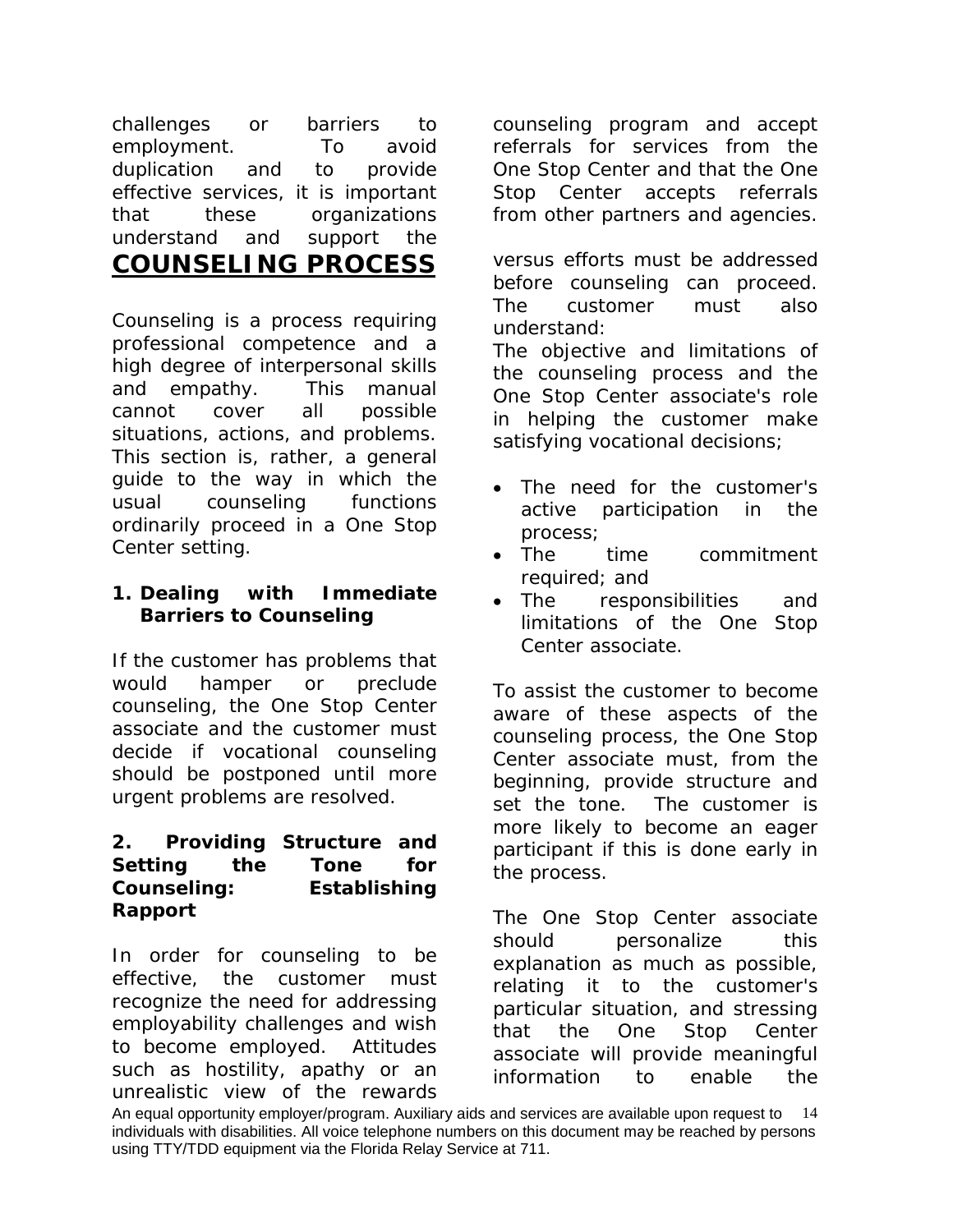challenges or barriers to employment. To avoid duplication and to provide effective services, it is important that these organizations understand and support the counseling program and accept referrals for services from the One Stop Center and that the One Stop Center accepts referrals from other partners and agencies.

## COUNSELING PROCESS

Counseling is a process requiring professional competence and a high degree of interpersonal skills and empathy. This manual cannot cover all possible situations, actions, and problems. This section is, rather, a general guide to the way in which the usual counseling functions ordinarily proceed in a One Stop Center setting.

### 1. Dealing with Immediate Barriers to Counseling

If the customer has problems that would hamper or preclude counseling, the One Stop Center associate and the customer must decide if vocational counseling should be postponed until more urgent problems are resolved.

### 2. Providing Structure and Setting the Tone for Counseling: Establishing Rapport

In order for counseling to be effective, the customer must recognize the need for addressing employability challenges and wish to become employed. Attitudes such as hostility, apathy or an unrealistic view of the rewards versus efforts must be addressed before counseling can proceed. The customer must also understand:

The objective and limitations of the counseling process and the One Stop Center associate's role in helping the customer make satisfying vocational decisions;

- The need for the customer's active participation in the process;
- The time commitment required; and
- The responsibilities and limitations of the One Stop Center associate.

To assist the customer to become aware of these aspects of the counseling process, the One Stop Center associate must, from the beginning, provide structure and set the tone. The customer is more likely to become an eager participant if this is done early in the process.

The One Stop Center associate should personalize this explanation as much as possible, relating it to the customer's particular situation, and stressing that the One Stop Center associate will provide meaningful information to enable the

An equal opportunity employer/program. Auxiliary aids and services are available upon request to individuals with disabilities. All voice telephone numbers on this document may be reached by persons using TTY/TDD equipment via the Florida Relay Service at 711.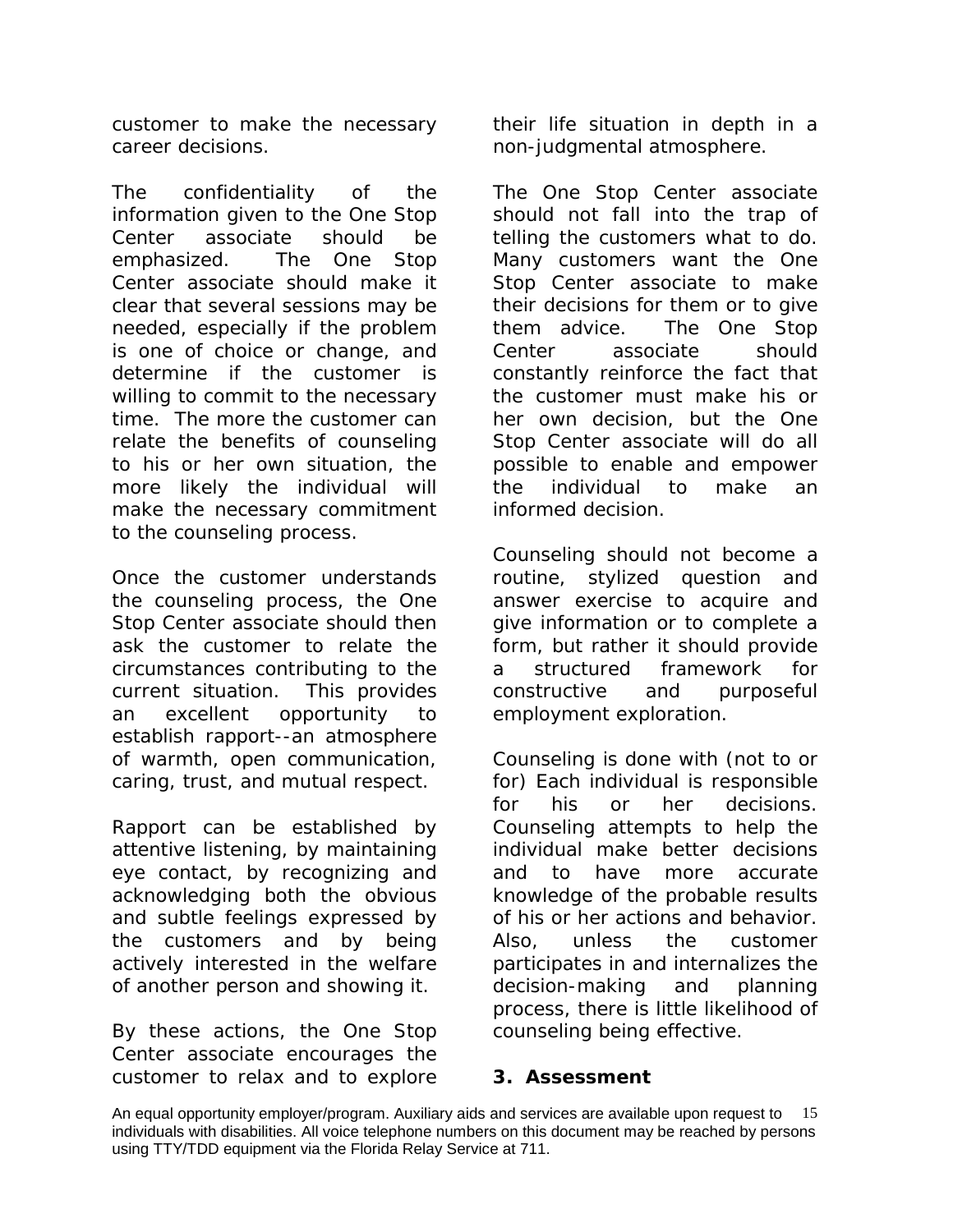customer to make the necessary career decisions.

The confidentiality of the information given to the One Stop Center associate should be emphasized. The One Stop Center associate should make it clear that several sessions may be needed, especially if the problem is one of choice or change, and determine if the customer is willing to commit to the necessary time. The more the customer can relate the benefits of counseling to his or her own situation, the more likely the individual will make the necessary commitment to the counseling process.

Once the customer understands the counseling process, the One Stop Center associate should then ask the customer to relate the circumstances contributing to the current situation. This provides an excellent opportunity to establish rapport--an atmosphere of warmth, open communication, caring, trust, and mutual respect.

Rapport can be established by attentive listening, by maintaining eye contact, by recognizing and acknowledging both the obvious and subtle feelings expressed by the customers and by being actively interested in the welfare of another person and showing it.

By these actions, the One Stop Center associate encourages the customer to relax and to explore their life situation in depth in a non-judgmental atmosphere.

The One Stop Center associate should not fall into the trap of telling the customers what to do. Many customers want the One Stop Center associate to make their decisions for them or to give them advice. The One Stop Center associate should constantly reinforce the fact that the customer must make his or her own decision, but the One Stop Center associate will do all possible to enable and empower the individual to make an informed decision.

Counseling should not become a routine, stylized question and answer exercise to acquire and give information or to complete a form, but rather it should provide a structured framework for constructive and purposeful employment exploration.

Counseling is done with (not to or for) Each individual is responsible for his or her decisions. Counseling attempts to help the individual make better decisions and to have more accurate knowledge of the probable results of his or her actions and behavior. Also, unless the customer participates in and internalizes the decision-making and planning process, there is little likelihood of counseling being effective.

### 3. Assessment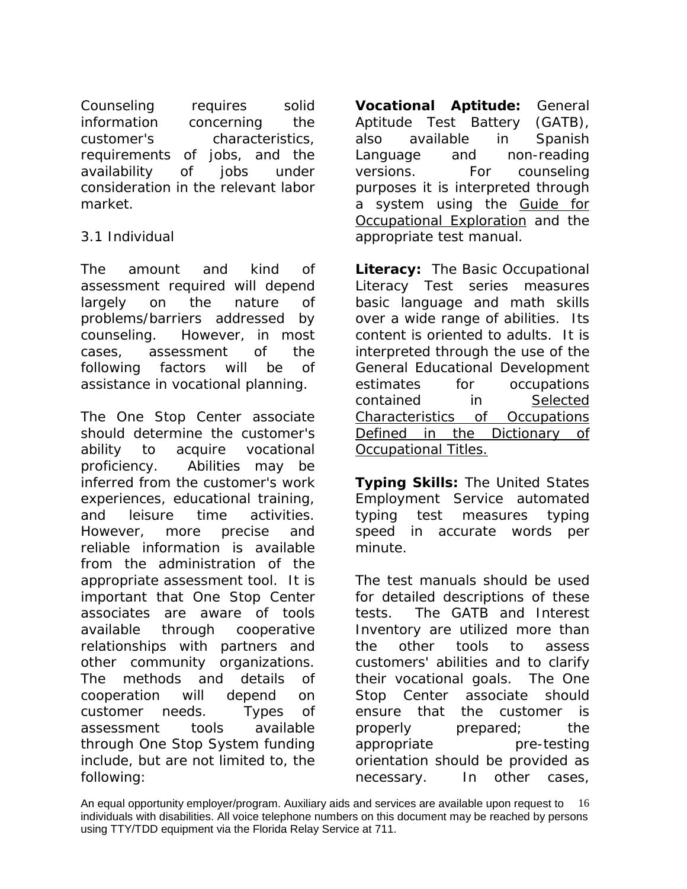Counseling requires solid information concerning the customer's characteristics, requirements of jobs, and the availability of jobs under consideration in the relevant labor market.

### 3.1 Individual

The amount and kind of assessment required will depend largely on the nature of problems/barriers addressed by counseling. However, in most cases, assessment of the following factors will be of assistance in vocational planning.

The One Stop Center associate should determine the customer's ability to acquire vocational proficiency. Abilities may be inferred from the customer's work experiences, educational training, and leisure time activities. However, more precise and reliable information is available from the administration of the appropriate assessment tool. It is important that One Stop Center associates are aware of tools available through cooperative relationships with partners and other community organizations. The methods and details of cooperation will depend on customer needs. Types of assessment tools available through One Stop System funding include, but are not limited to, the following:

**Vocational Aptitude:** General Aptitude Test Battery (GATB), also available in Spanish Language and non-reading versions. For counseling purposes it is interpreted through a system using the Guide for Occupational Exploration and the appropriate test manual.

**Literacy:** The Basic Occupational Literacy Test series measures basic language and math skills over a wide range of abilities. Its content is oriented to adults. It is interpreted through the use of the General Educational Development estimates for occupations contained in Selected Characteristics of Occupations Defined in the Dictionary of Occupational Titles.

**Typing Skills:** The United States Employment Service automated typing test measures typing speed in accurate words per minute.

The test manuals should be used for detailed descriptions of these tests. The GATB and Interest Inventory are utilized more than the other tools to assess customers' abilities and to clarify their vocational goals. The One Stop Center associate should ensure that the customer is properly prepared; the appropriate pre-testing orientation should be provided as necessary. In other cases,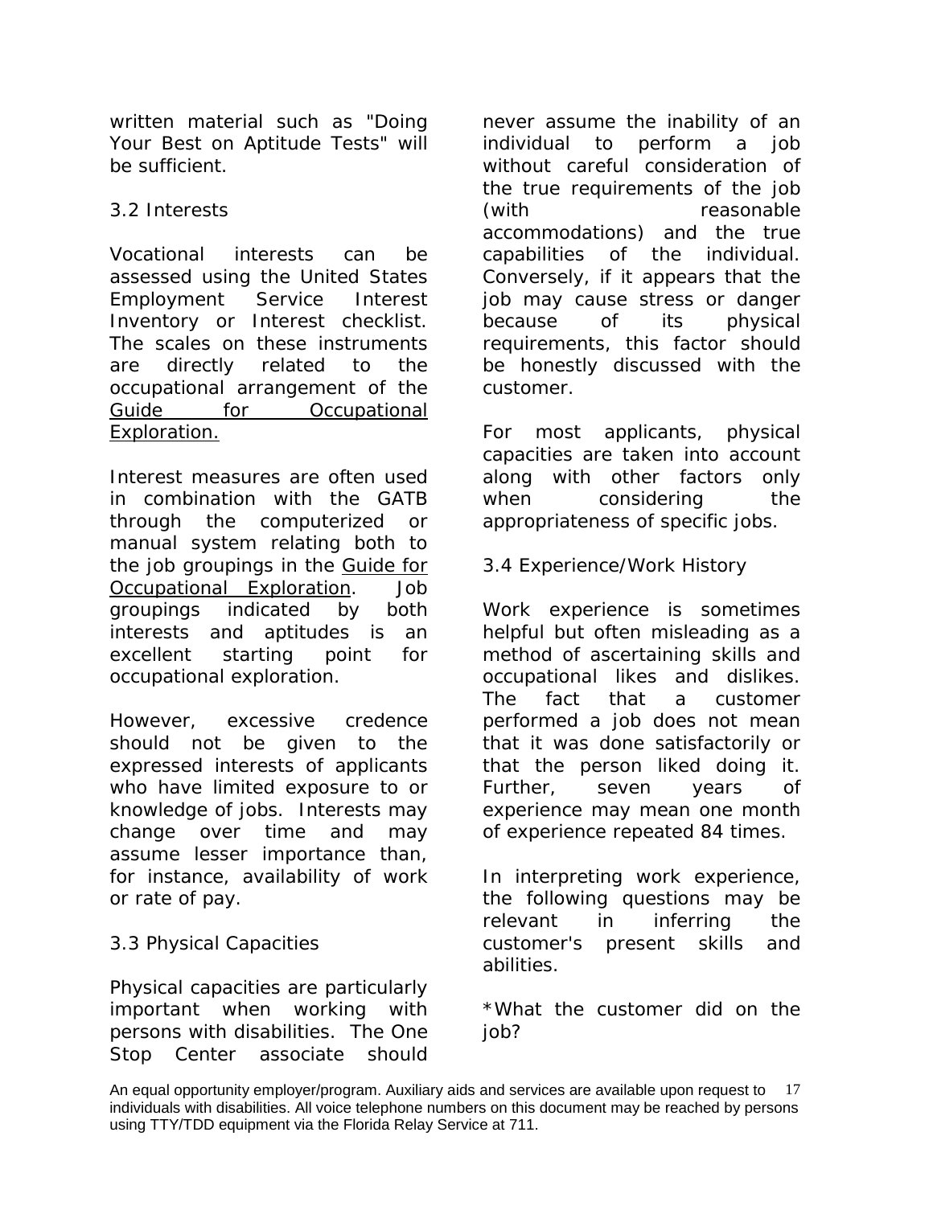written material such as "Doing Your Best on Aptitude Tests" will be sufficient.

### 3.2 Interests

Vocational interests can be assessed using the United States Employment Service Interest Inventory or Interest checklist. The scales on these instruments are directly related to the occupational arrangement of the Guide for Occupational Exploration.

Interest measures are often used in combination with the GATB through the computerized or manual system relating both to the job groupings in the Guide for Occupational Exploration. Job groupings indicated by both interests and aptitudes is an excellent starting point for occupational exploration.

However, excessive credence should not be given to the expressed interests of applicants who have limited exposure to or knowledge of jobs. Interests may change over time and may assume lesser importance than, for instance, availability of work or rate of pay.

### 3.3 Physical Capacities

Physical capacities are particularly important when working with persons with disabilities. The One Stop Center associate should never assume the inability of an individual to perform a job without careful consideration of the true requirements of the job (with reasonable accommodations) and the true capabilities of the individual. Conversely, if it appears that the job may cause stress or danger because of its physical requirements, this factor should be honestly discussed with the customer.

For most applicants, physical capacities are taken into account along with other factors only when considering the appropriateness of specific jobs.

### 3.4 Experience/Work History

Work experience is sometimes helpful but often misleading as a method of ascertaining skills and occupational likes and dislikes. The fact that a customer performed a job does not mean that it was done satisfactorily or that the person liked doing it. Further, seven years of experience may mean one month of experience repeated 84 times.

In interpreting work experience, the following questions may be relevant in inferring the customer's present skills and abilities.

*What the customer did on the job?

An equal opportunity employer/program. Auxiliary aids and services are available upon request to individuals with disabilities. All voice telephone numbers on this document may be reached by persons using TTY/TDD equipment via the Florida Relay Service at 711.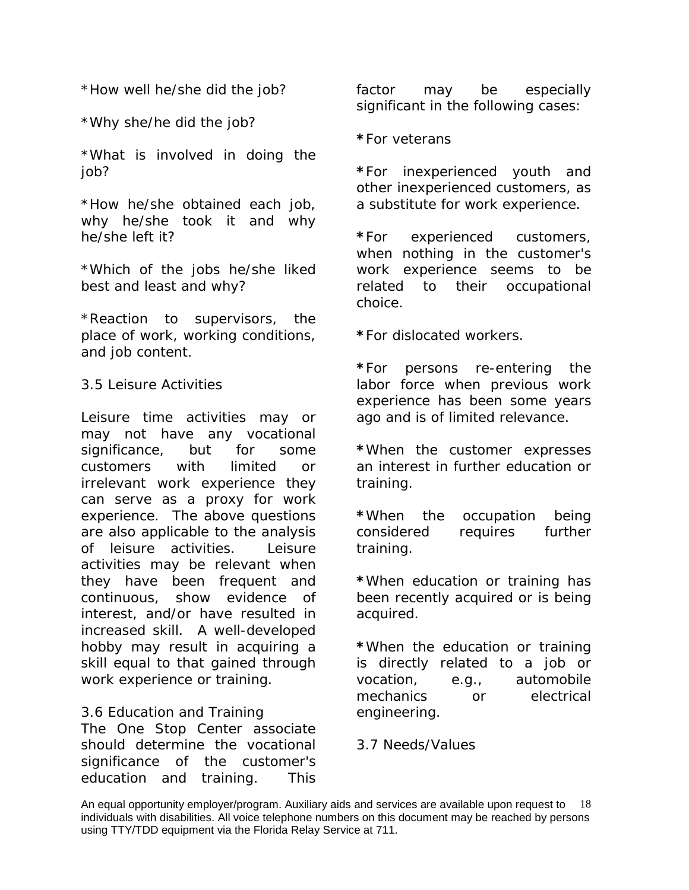*How well he/she did the job?

*Why she/he did the job?

*What is involved in doing the job?

*How he/she obtained each job, why he/she took it and why he/she left it?

*Which of the jobs he/she liked best and least and why?

*Reaction to supervisors, the place of work, working conditions, and job content.

3.5 Leisure Activities

Leisure time activities may or may not have any vocational significance, but for some customers with limited or irrelevant work experience they can serve as a proxy for work experience. The above questions are also applicable to the analysis of leisure activities. Leisure activities may be relevant when they have been frequent and continuous, show evidence of interest, and/or have resulted in increased skill. A well-developed hobby may result in acquiring a skill equal to that gained through work experience or training.

3.6 Education and Training

The One Stop Center associate should determine the vocational significance of the customer's education and training. This factor may be especially significant in the following cases:

*For veterans

*For inexperienced youth and other inexperienced customers, as a substitute for work experience.

*For experienced customers, when nothing in the customer's work experience seems to be related to their occupational choice.

*For dislocated workers.

*For persons re-entering the labor force when previous work experience has been some years ago and is of limited relevance.

*When the customer expresses an interest in further education or training.

*When the occupation being considered requires further training.

*When education or training has been recently acquired or is being acquired.

*When the education or training is directly related to a job or vocation, e.g., automobile mechanics or electrical engineering.

3.7 Needs/Values

An equal opportunity employer/program. Auxiliary aids and services are available upon request to individuals with disabilities. All voice telephone numbers on this document may be reached by persons using TTY/TDD equipment via the Florida Relay Service at 711.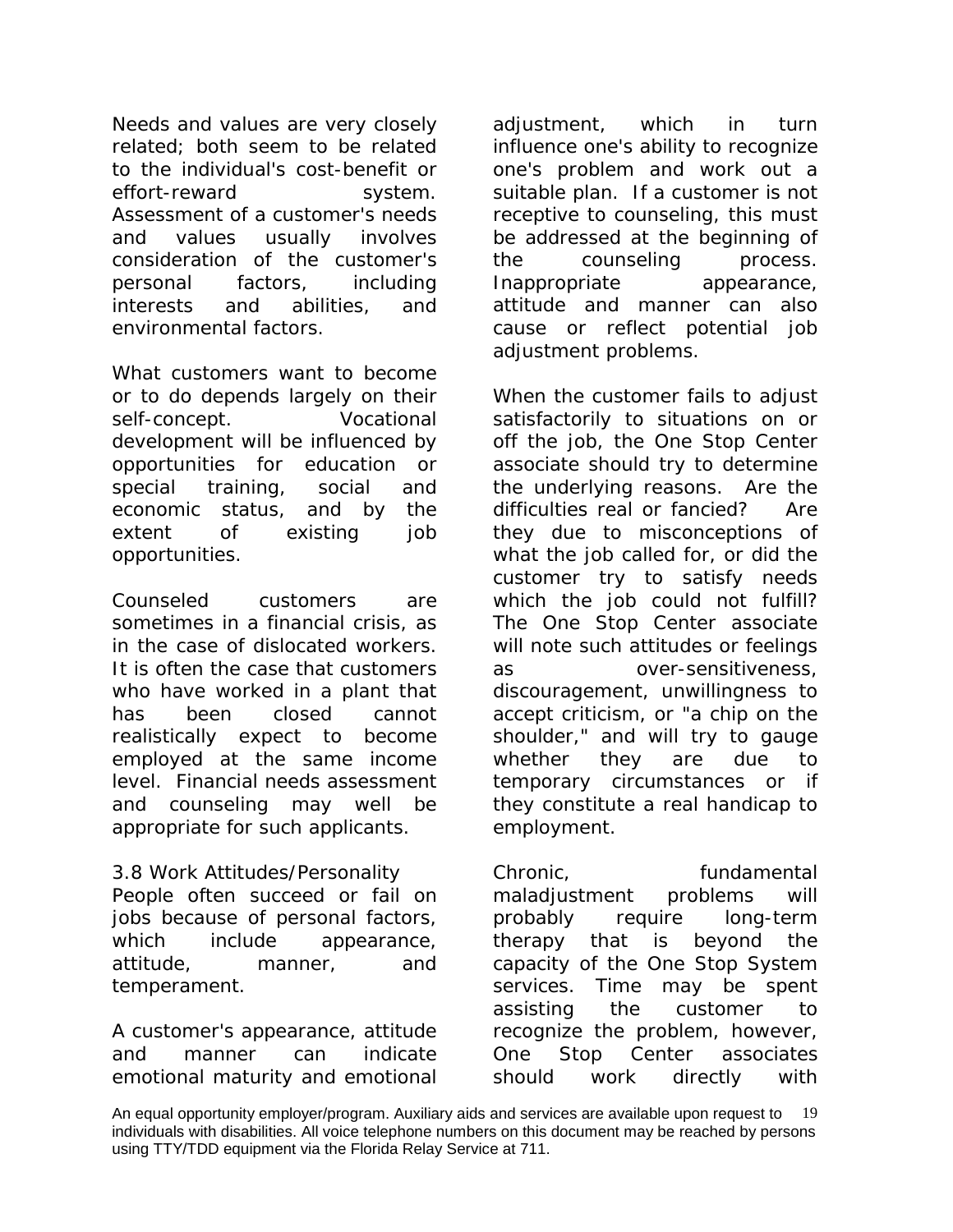Needs and values are very closely related; both seem to be related to the individual's cost-benefit or effort-reward system. Assessment of a customer's needs and values usually involves consideration of the customer's personal factors, including interests and abilities, and environmental factors.

What customers want to become or to do depends largely on their self-concept. Vocational development will be influenced by opportunities for education or special training, social and economic status, and by the extent of existing job opportunities.

Counseled customers are sometimes in a financial crisis, as in the case of dislocated workers. It is often the case that customers who have worked in a plant that has been closed cannot realistically expect to become employed at the same income level. Financial needs assessment and counseling may well be appropriate for such applicants.

### 3.8 Work Attitudes/Personality

People often succeed or fail on jobs because of personal factors, which include appearance, attitude, manner, and temperament.

A customer's appearance, attitude and manner can indicate emotional maturity and emotional adjustment, which in turn influence one's ability to recognize one's problem and work out a suitable plan. If a customer is not receptive to counseling, this must be addressed at the beginning of the counseling process. Inappropriate appearance, attitude and manner can also cause or reflect potential job adjustment problems.

When the customer fails to adjust satisfactorily to situations on or off the job, the One Stop Center associate should try to determine the underlying reasons. Are the difficulties real or fancied? Are they due to misconceptions of what the job called for, or did the customer try to satisfy needs which the job could not fulfill? The One Stop Center associate will note such attitudes or feelings as over-sensitiveness, discouragement, unwillingness to accept criticism, or "a chip on the shoulder," and will try to gauge whether they are due to temporary circumstances or if they constitute a real handicap to employment.

Chronic, fundamental maladjustment problems will probably require long-term therapy that is beyond the capacity of the One Stop System services. Time may be spent assisting the customer to recognize the problem, however, One Stop Center associates should work directly with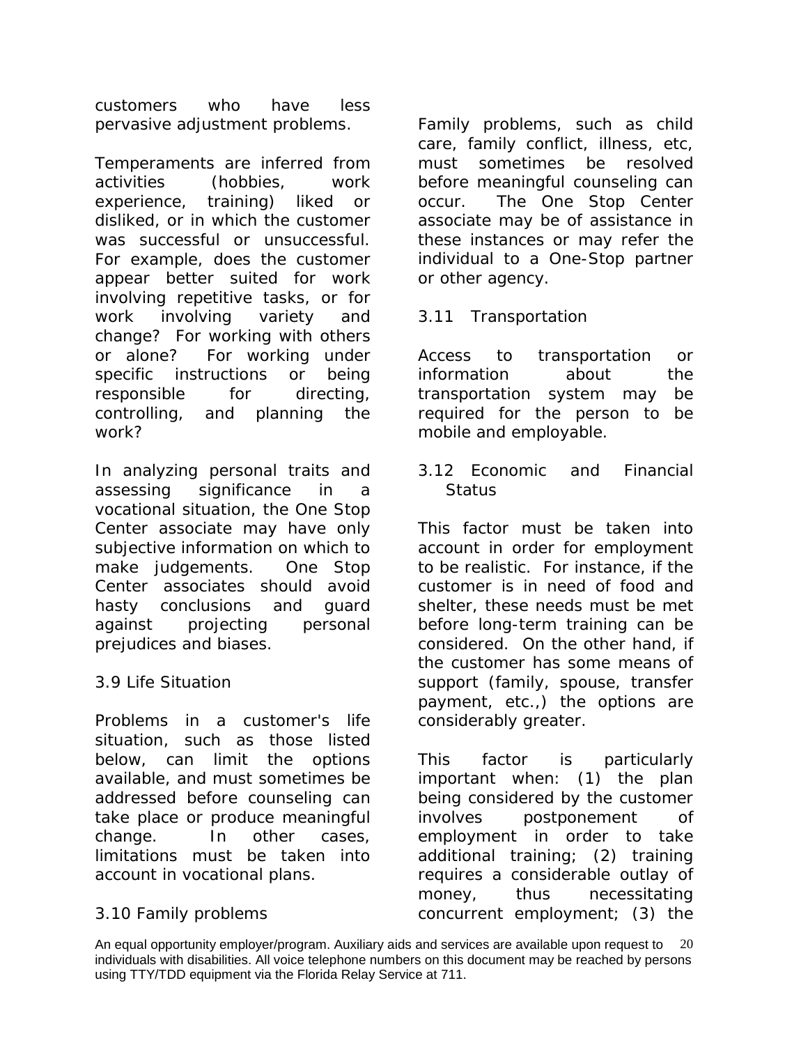customers who have less pervasive adjustment problems.

Temperaments are inferred from activities (hobbies, work experience, training) liked or disliked, or in which the customer was successful or unsuccessful. For example, does the customer appear better suited for work involving repetitive tasks, or for work involving variety and change? For working with others or alone? For working under specific instructions or being responsible for directing, controlling, and planning the work?

In analyzing personal traits and assessing significance in a vocational situation, the One Stop Center associate may have only subjective information on which to make judgements. One Stop Center associates should avoid hasty conclusions and guard against projecting personal prejudices and biases.

### 3.9 Life Situation

Problems in a customer's life situation, such as those listed below, can limit the options available, and must sometimes be addressed before counseling can take place or produce meaningful change. In other cases, limitations must be taken into account in vocational plans.

### 3.10 Family problems

Family problems, such as child care, family conflict, illness, etc, must sometimes be resolved before meaningful counseling can occur. The One Stop Center associate may be of assistance in these instances or may refer the individual to a One-Stop partner or other agency.

### 3.11 Transportation

Access to transportation or information about the transportation system may be required for the person to be mobile and employable.

### 3.12 Economic and Financial Status

This factor must be taken into account in order for employment to be realistic. For instance, if the customer is in need of food and shelter, these needs must be met before long-term training can be considered. On the other hand, if the customer has some means of support (family, spouse, transfer payment, etc.,) the options are considerably greater.

This factor is particularly important when: (1) the plan being considered by the customer involves postponement of employment in order to take additional training; (2) training requires a considerable outlay of money, thus necessitating concurrent employment; (3) the

An equal opportunity employer/program. Auxiliary aids and services are available upon request to individuals with disabilities. All voice telephone numbers on this document may be reached by persons using TTY/TDD equipment via the Florida Relay Service at 711.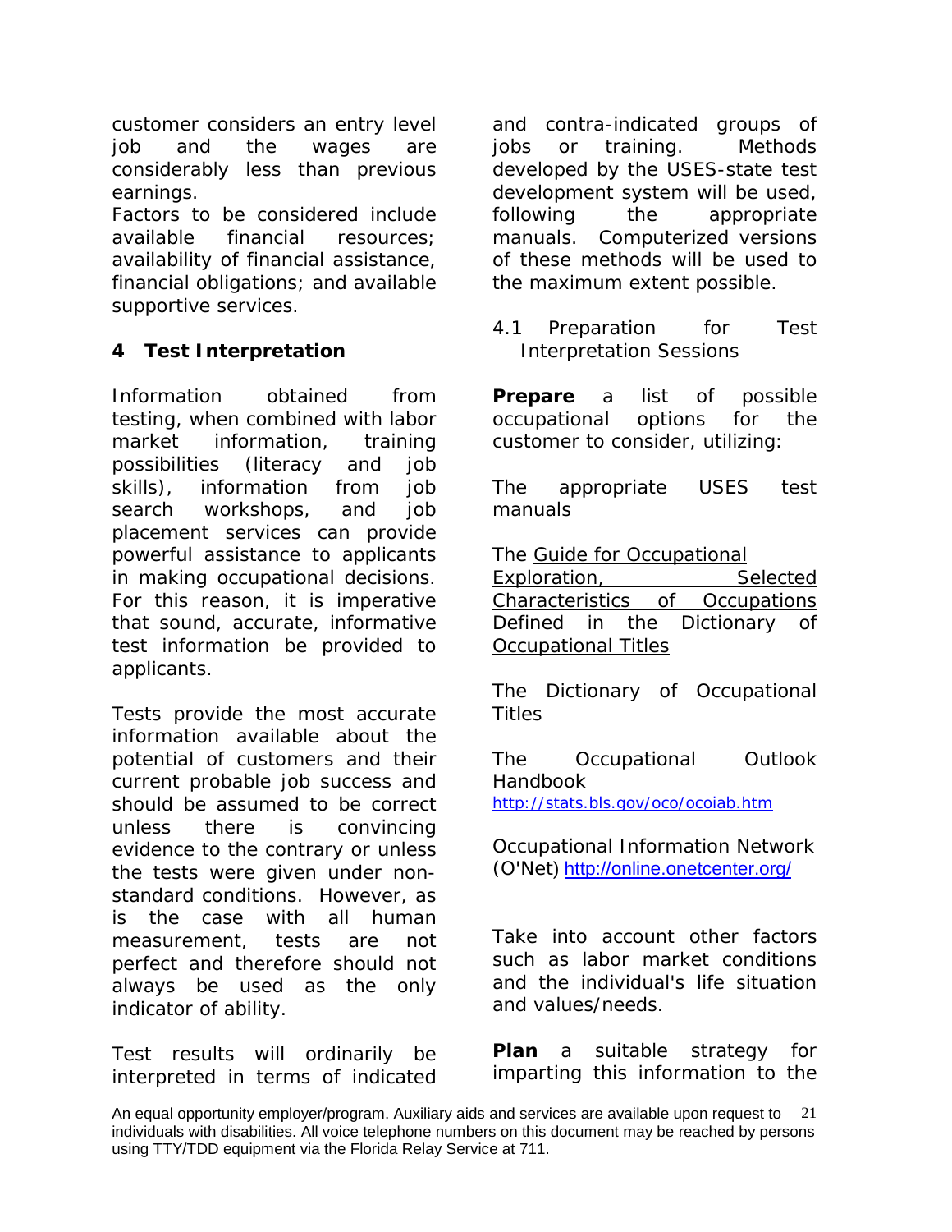customer considers an entry level job and the wages are considerably less than previous earnings.

Factors to be considered include available financial resources; availability of financial assistance, financial obligations; and available supportive services.

## 4 Test Interpretation

Information obtained from testing, when combined with labor market information, training possibilities (literacy and job skills), information from job search workshops, and job placement services can provide powerful assistance to applicants in making occupational decisions. For this reason, it is imperative that sound, accurate, informative test information be provided to applicants.

Tests provide the most accurate information available about the potential of customers and their current probable job success and should be assumed to be correct unless there is convincing evidence to the contrary or unless the tests were given under non-standard conditions. However, as is the case with all human measurement, tests are not perfect and therefore should not always be used as the only indicator of ability.

Test results will ordinarily be interpreted in terms of indicated and contra-indicated groups of jobs or training. Methods developed by the USES-state test development system will be used, following the appropriate manuals. Computerized versions of these methods will be used to the maximum extent possible.

### 4.1 Preparation for Test Interpretation Sessions

**Prepare** a list of possible occupational options for the customer to consider, utilizing:

The appropriate USES test manuals

The Guide for Occupational Exploration, Selected Characteristics of Occupations Defined in the Dictionary of Occupational Titles

The Dictionary of Occupational Titles

The Occupational Outlook Handbook
http://stats.bls.gov/oco/ocoiab.htm

Occupational Information Network (O'Net) http://online.onetcenter.org/

Take into account other factors such as labor market conditions and the individual's life situation and values/needs.

**Plan** a suitable strategy for imparting this information to the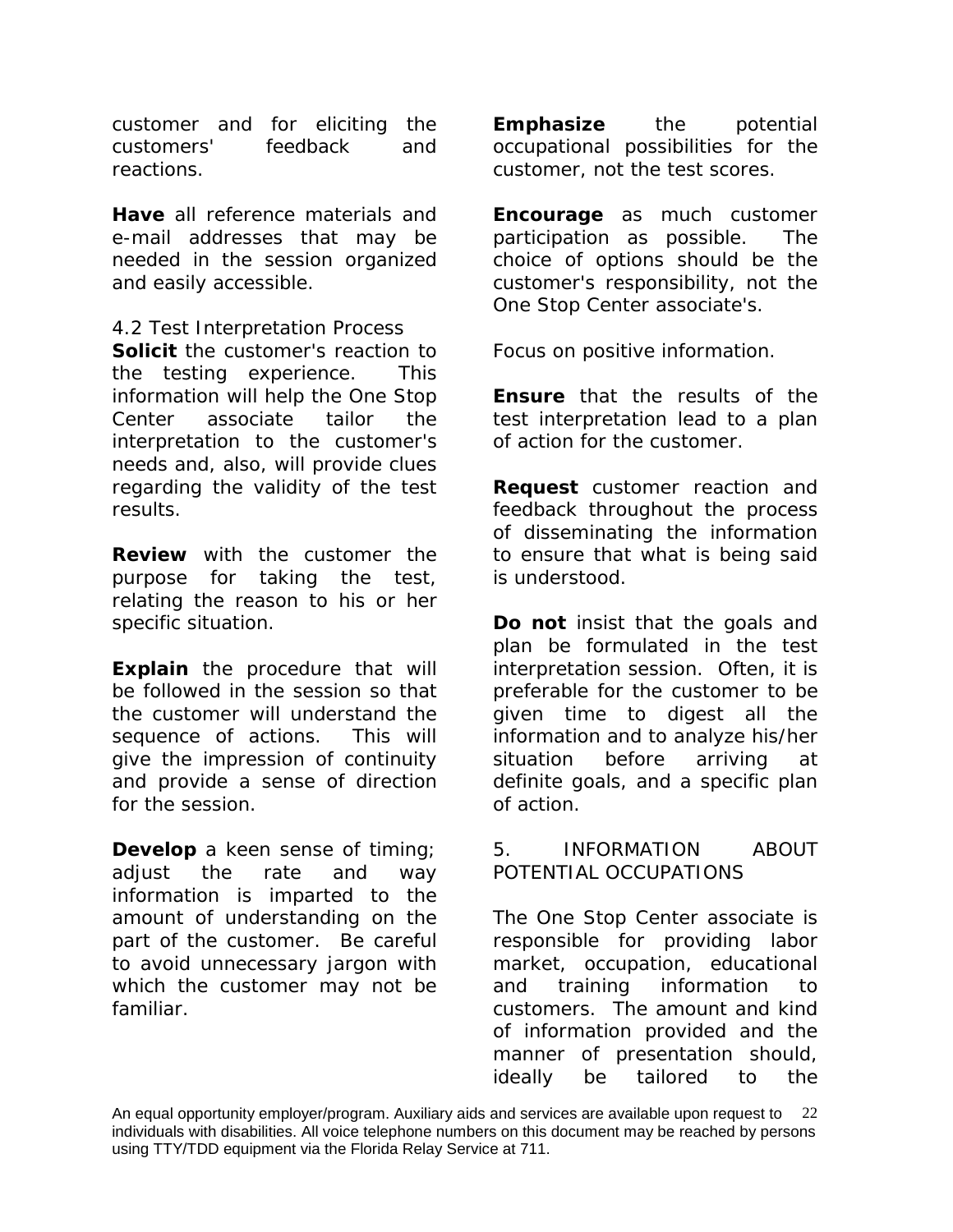customer and for eliciting the customers' feedback and reactions.

**Have** all reference materials and e-mail addresses that may be needed in the session organized and easily accessible.

4.2 Test Interpretation Process

**Solicit** the customer's reaction to the testing experience. This information will help the One Stop Center associate tailor the interpretation to the customer's needs and, also, will provide clues regarding the validity of the test results.

**Review** with the customer the purpose for taking the test, relating the reason to his or her specific situation.

**Explain** the procedure that will be followed in the session so that the customer will understand the sequence of actions. This will give the impression of continuity and provide a sense of direction for the session.

**Develop** a keen sense of timing; adjust the rate and way information is imparted to the amount of understanding on the part of the customer. Be careful to avoid unnecessary jargon with which the customer may not be familiar.

**Emphasize** the potential occupational possibilities for the customer, not the test scores.

**Encourage** as much customer participation as possible. The choice of options should be the customer's responsibility, not the One Stop Center associate's.

Focus on positive information.

**Ensure** that the results of the test interpretation lead to a plan of action for the customer.

**Request** customer reaction and feedback throughout the process of disseminating the information to ensure that what is being said is understood.

**Do not** insist that the goals and plan be formulated in the test interpretation session. Often, it is preferable for the customer to be given time to digest all the information and to analyze his/her situation before arriving at definite goals, and a specific plan of action.

5. INFORMATION ABOUT POTENTIAL OCCUPATIONS

The One Stop Center associate is responsible for providing labor market, occupation, educational and training information to customers. The amount and kind of information provided and the manner of presentation should, ideally be tailored to the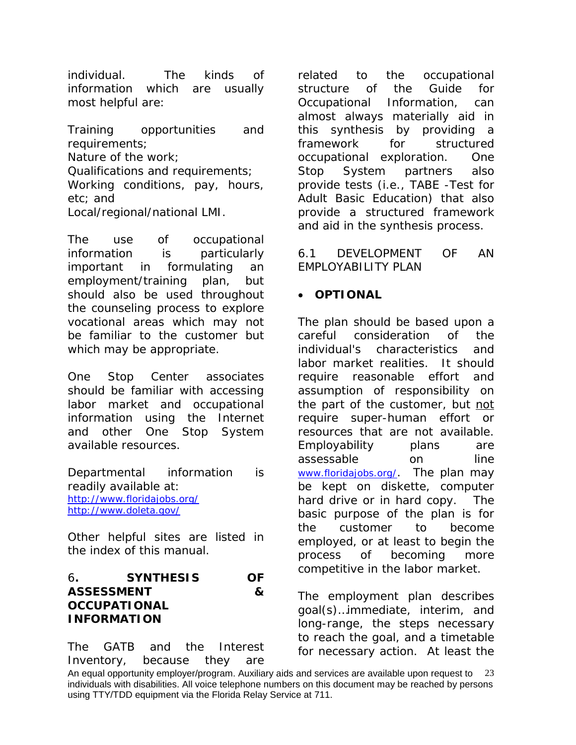individual. The kinds of information which are usually most helpful are:

Training opportunities and requirements;
Nature of the work;
Qualifications and requirements;
Working conditions, pay, hours, etc; and
Local/regional/national LMI.

The use of occupational information is particularly important in formulating an employment/training plan, but should also be used throughout the counseling process to explore vocational areas which may not be familiar to the customer but which may be appropriate.

One Stop Center associates should be familiar with accessing labor market and occupational information using the Internet and other One Stop System available resources.

Departmental information is readily available at:
http://www.floridajobs.org/
http://www.doleta.gov/

Other helpful sites are listed in the index of this manual.

## 6. SYNTHESIS OF ASSESSMENT & OCCUPATIONAL INFORMATION

The GATB and the Interest Inventory, because they are related to the occupational structure of the Guide for Occupational Information, can almost always materially aid in this synthesis by providing a framework for structured occupational exploration. One Stop System partners also provide tests (i.e., TABE -Test for Adult Basic Education) that also provide a structured framework and aid in the synthesis process.

### 6.1 DEVELOPMENT OF AN EMPLOYABILITY PLAN

- **OPTIONAL**

The plan should be based upon a careful consideration of the individual's characteristics and labor market realities. It should require reasonable effort and assumption of responsibility on the part of the customer, but <u>not</u> require super-human effort or resources that are not available. Employability plans are assessable on line www.floridajobs.org/. The plan may be kept on diskette, computer hard drive or in hard copy. The basic purpose of the plan is for the customer to become employed, or at least to begin the process of becoming more competitive in the labor market.

The employment plan describes goal(s)…immediate, interim, and long-range, the steps necessary to reach the goal, and a timetable for necessary action. At least the

An equal opportunity employer/program. Auxiliary aids and services are available upon request to individuals with disabilities. All voice telephone numbers on this document may be reached by persons using TTY/TDD equipment via the Florida Relay Service at 711.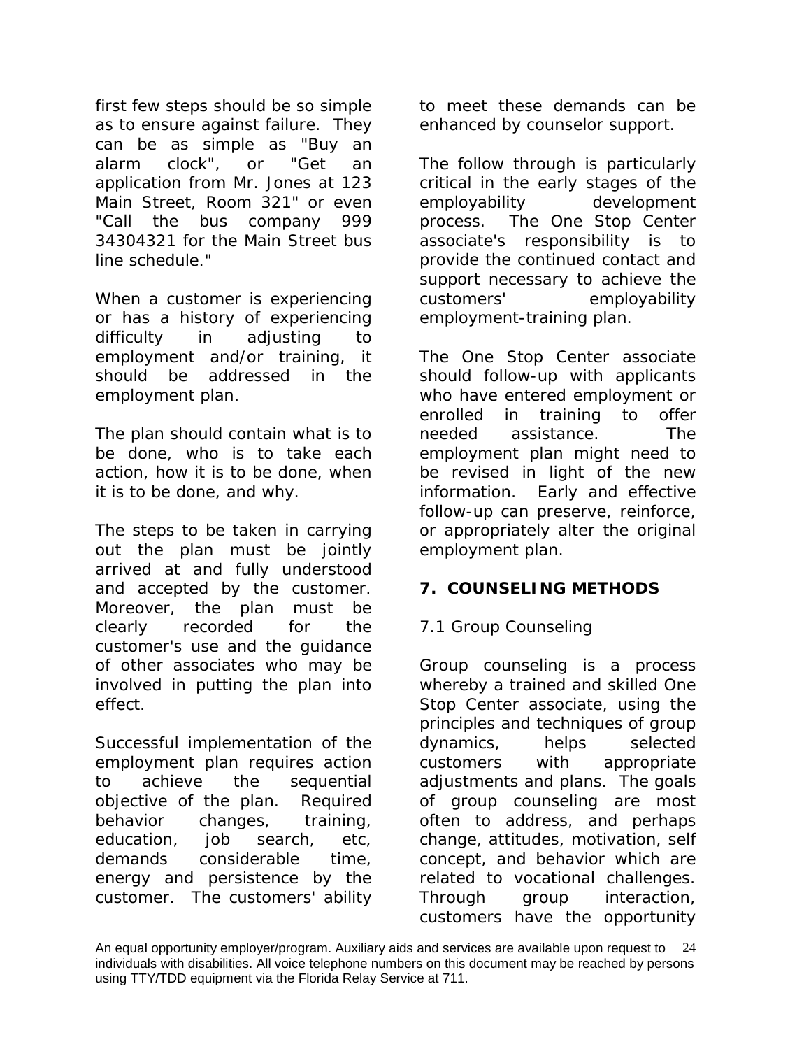first few steps should be so simple as to ensure against failure. They can be as simple as "Buy an alarm clock", or "Get an application from Mr. Jones at 123 Main Street, Room 321" or even "Call the bus company 999 34304321 for the Main Street bus line schedule."

When a customer is experiencing or has a history of experiencing difficulty in adjusting to employment and/or training, it should be addressed in the employment plan.

The plan should contain what is to be done, who is to take each action, how it is to be done, when it is to be done, and why.

The steps to be taken in carrying out the plan must be jointly arrived at and fully understood and accepted by the customer. Moreover, the plan must be clearly recorded for the customer's use and the guidance of other associates who may be involved in putting the plan into effect.

Successful implementation of the employment plan requires action to achieve the sequential objective of the plan. Required behavior changes, training, education, job search, etc, demands considerable time, energy and persistence by the customer. The customers' ability to meet these demands can be enhanced by counselor support.

The follow through is particularly critical in the early stages of the employability development process. The One Stop Center associate's responsibility is to provide the continued contact and support necessary to achieve the customers' employability employment-training plan.

The One Stop Center associate should follow-up with applicants who have entered employment or enrolled in training to offer needed assistance. The employment plan might need to be revised in light of the new information. Early and effective follow-up can preserve, reinforce, or appropriately alter the original employment plan.

## 7. COUNSELING METHODS

### 7.1 Group Counseling

Group counseling is a process whereby a trained and skilled One Stop Center associate, using the principles and techniques of group dynamics, helps selected customers with appropriate adjustments and plans. The goals of group counseling are most often to address, and perhaps change, attitudes, motivation, self concept, and behavior which are related to vocational challenges. Through group interaction, customers have the opportunity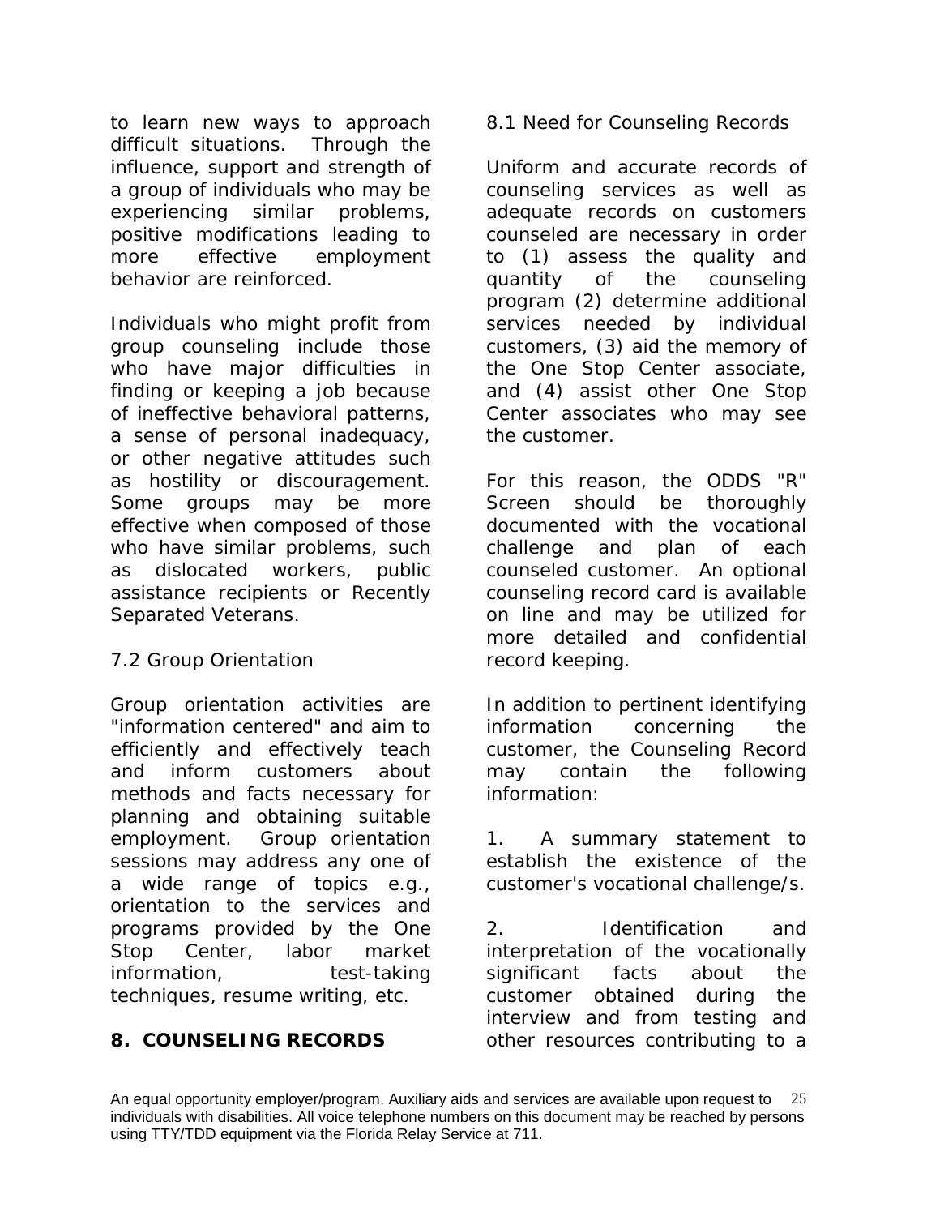to learn new ways to approach difficult situations. Through the influence, support and strength of a group of individuals who may be experiencing similar problems, positive modifications leading to more effective employment behavior are reinforced.

Individuals who might profit from group counseling include those who have major difficulties in finding or keeping a job because of ineffective behavioral patterns, a sense of personal inadequacy, or other negative attitudes such as hostility or discouragement. Some groups may be more effective when composed of those who have similar problems, such as dislocated workers, public assistance recipients or Recently Separated Veterans.

### 7.2 Group Orientation

Group orientation activities are "information centered" and aim to efficiently and effectively teach and inform customers about methods and facts necessary for planning and obtaining suitable employment. Group orientation sessions may address any one of a wide range of topics e.g., orientation to the services and programs provided by the One Stop Center, labor market information, test-taking techniques, resume writing, etc.

## 8. COUNSELING RECORDS

### 8.1 Need for Counseling Records

Uniform and accurate records of counseling services as well as adequate records on customers counseled are necessary in order to (1) assess the quality and quantity of the counseling program (2) determine additional services needed by individual customers, (3) aid the memory of the One Stop Center associate, and (4) assist other One Stop Center associates who may see the customer.

For this reason, the ODDS "R" Screen should be thoroughly documented with the vocational challenge and plan of each counseled customer. An optional counseling record card is available on line and may be utilized for more detailed and confidential record keeping.

In addition to pertinent identifying information concerning the customer, the Counseling Record may contain the following information:

1. A summary statement to establish the existence of the customer's vocational challenge/s.

2. Identification and interpretation of the vocationally significant facts about the customer obtained during the interview and from testing and other resources contributing to a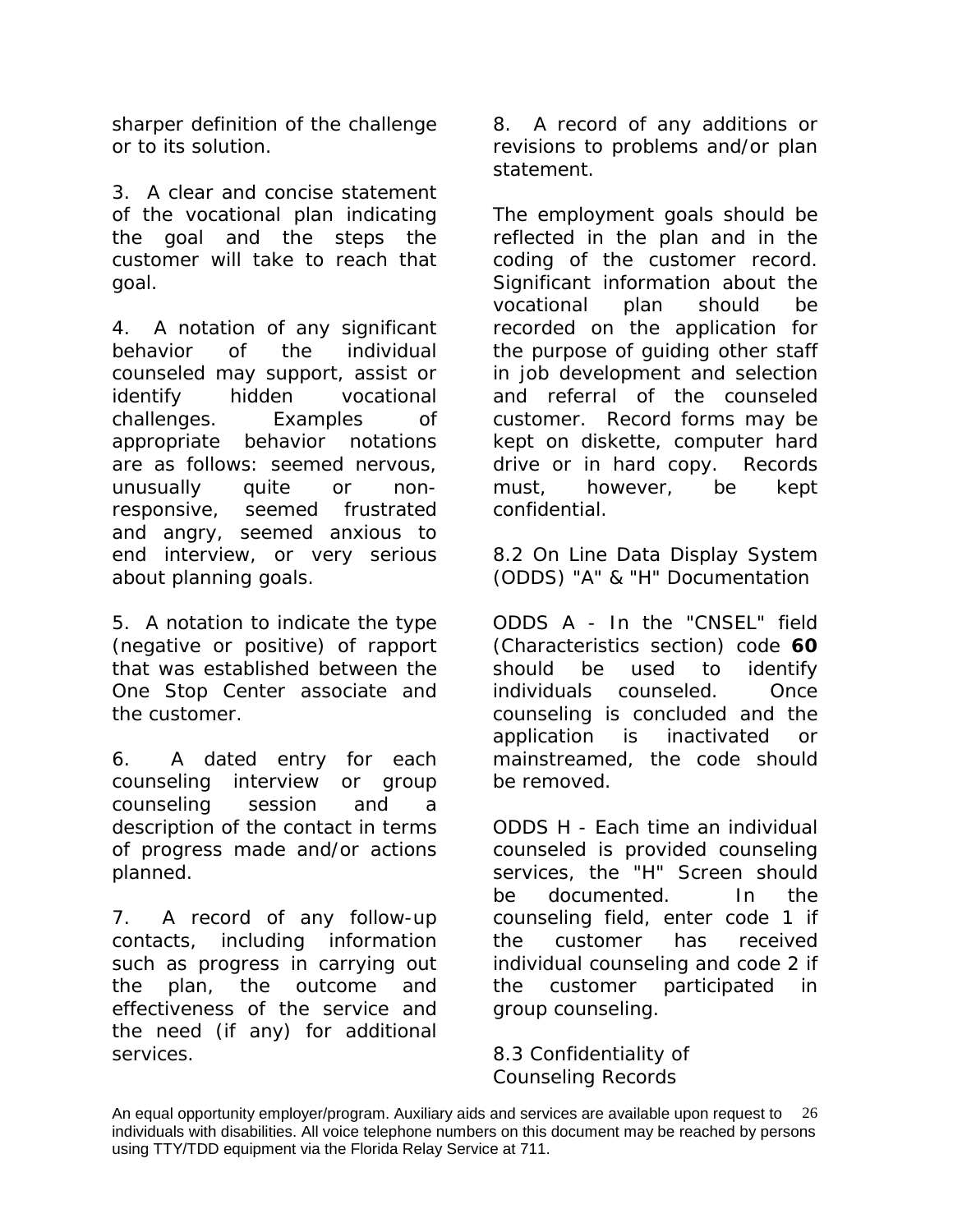sharper definition of the challenge or to its solution.

3. A clear and concise statement of the vocational plan indicating the goal and the steps the customer will take to reach that goal.

4. A notation of any significant behavior of the individual counseled may support, assist or identify hidden vocational challenges. Examples of appropriate behavior notations are as follows: seemed nervous, unusually quite or non-responsive, seemed frustrated and angry, seemed anxious to end interview, or very serious about planning goals.

5. A notation to indicate the type (negative or positive) of rapport that was established between the One Stop Center associate and the customer.

6. A dated entry for each counseling interview or group counseling session and a description of the contact in terms of progress made and/or actions planned.

7. A record of any follow-up contacts, including information such as progress in carrying out the plan, the outcome and effectiveness of the service and the need (if any) for additional services.

8. A record of any additions or revisions to problems and/or plan statement.

The employment goals should be reflected in the plan and in the coding of the customer record. Significant information about the vocational plan should be recorded on the application for the purpose of guiding other staff in job development and selection and referral of the counseled customer. Record forms may be kept on diskette, computer hard drive or in hard copy. Records must, however, be kept confidential.

8.2 On Line Data Display System (ODDS) "A" & "H" Documentation

ODDS A - In the "CNSEL" field (Characteristics section) code **60** should be used to identify individuals counseled. Once counseling is concluded and the application is inactivated or mainstreamed, the code should be removed.

ODDS H - Each time an individual counseled is provided counseling services, the "H" Screen should be documented. In the counseling field, enter code 1 if the customer has received individual counseling and code 2 if the customer participated in group counseling.

8.3 Confidentiality of Counseling Records

An equal opportunity employer/program. Auxiliary aids and services are available upon request to individuals with disabilities. All voice telephone numbers on this document may be reached by persons using TTY/TDD equipment via the Florida Relay Service at 711.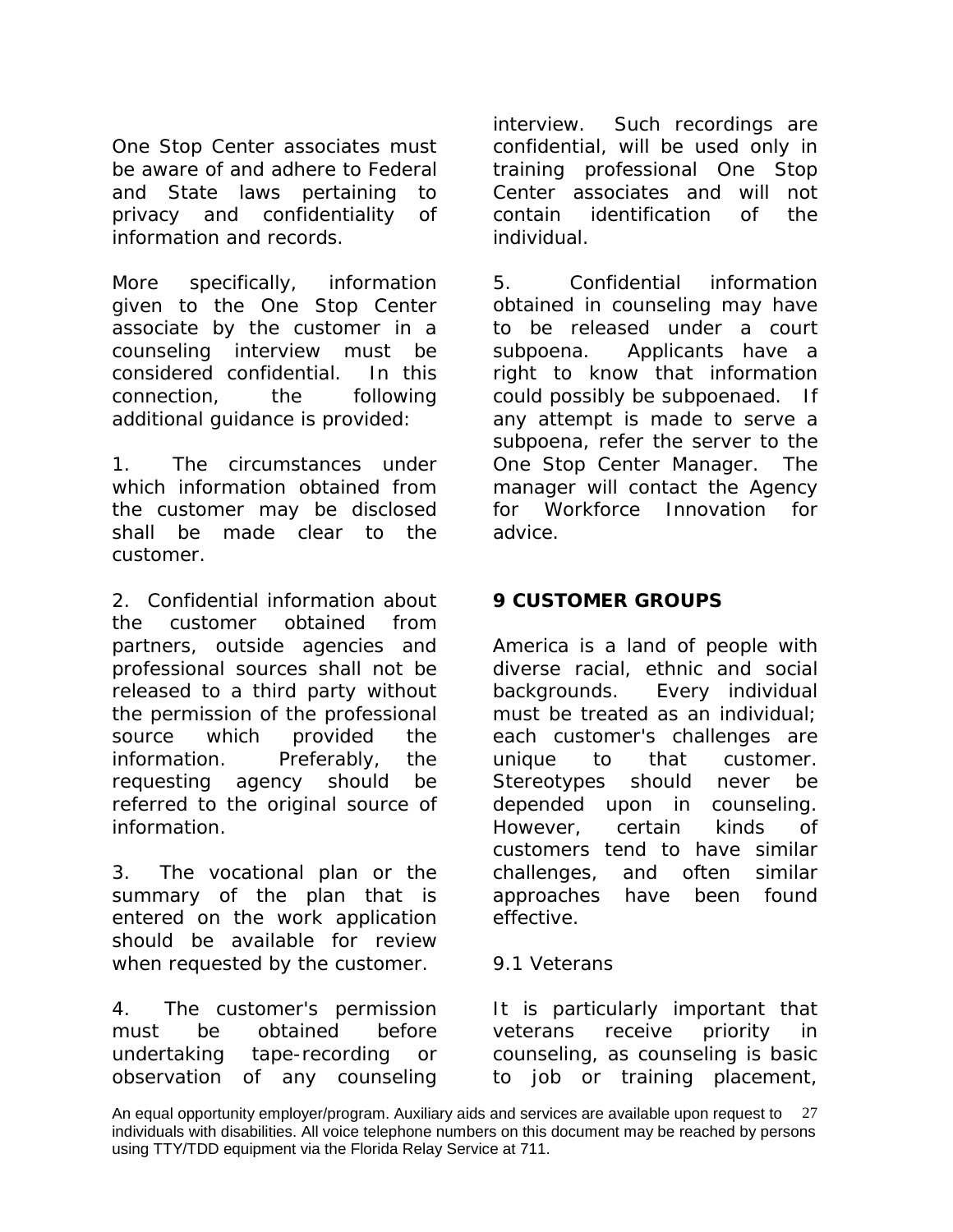One Stop Center associates must be aware of and adhere to Federal and State laws pertaining to privacy and confidentiality of information and records.

More specifically, information given to the One Stop Center associate by the customer in a counseling interview must be considered confidential. In this connection, the following additional guidance is provided:

1. The circumstances under which information obtained from the customer may be disclosed shall be made clear to the customer.

2. Confidential information about the customer obtained from partners, outside agencies and professional sources shall not be released to a third party without the permission of the professional source which provided the information. Preferably, the requesting agency should be referred to the original source of information.

3. The vocational plan or the summary of the plan that is entered on the work application should be available for review when requested by the customer.

4. The customer's permission must be obtained before undertaking tape-recording or observation of any counseling interview. Such recordings are confidential, will be used only in training professional One Stop Center associates and will not contain identification of the individual.

5. Confidential information obtained in counseling may have to be released under a court subpoena. Applicants have a right to know that information could possibly be subpoenaed. If any attempt is made to serve a subpoena, refer the server to the One Stop Center Manager. The manager will contact the Agency for Workforce Innovation for advice.

## 9 CUSTOMER GROUPS

America is a land of people with diverse racial, ethnic and social backgrounds. Every individual must be treated as an individual; each customer's challenges are unique to that customer. Stereotypes should never be depended upon in counseling. However, certain kinds of customers tend to have similar challenges, and often similar approaches have been found effective.

### 9.1 Veterans

It is particularly important that veterans receive priority in counseling, as counseling is basic to job or training placement,

An equal opportunity employer/program. Auxiliary aids and services are available upon request to individuals with disabilities. All voice telephone numbers on this document may be reached by persons using TTY/TDD equipment via the Florida Relay Service at 711.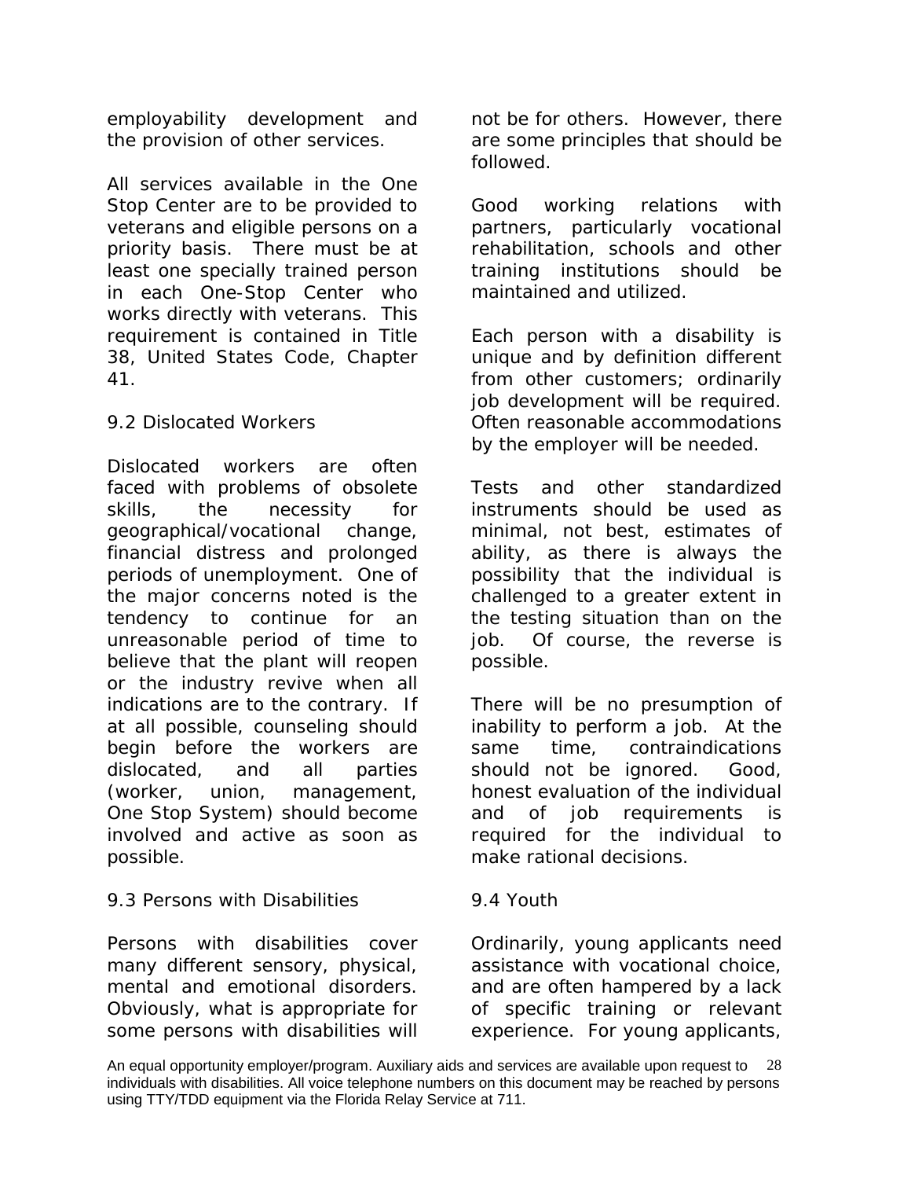employability development and the provision of other services.

All services available in the One Stop Center are to be provided to veterans and eligible persons on a priority basis. There must be at least one specially trained person in each One-Stop Center who works directly with veterans. This requirement is contained in Title 38, United States Code, Chapter 41.

### 9.2 Dislocated Workers

Dislocated workers are often faced with problems of obsolete skills, the necessity for geographical/vocational change, financial distress and prolonged periods of unemployment. One of the major concerns noted is the tendency to continue for an unreasonable period of time to believe that the plant will reopen or the industry revive when all indications are to the contrary. If at all possible, counseling should begin before the workers are dislocated, and all parties (worker, union, management, One Stop System) should become involved and active as soon as possible.

### 9.3 Persons with Disabilities

Persons with disabilities cover many different sensory, physical, mental and emotional disorders. Obviously, what is appropriate for some persons with disabilities will not be for others. However, there are some principles that should be followed.

Good working relations with partners, particularly vocational rehabilitation, schools and other training institutions should be maintained and utilized.

Each person with a disability is unique and by definition different from other customers; ordinarily job development will be required. Often reasonable accommodations by the employer will be needed.

Tests and other standardized instruments should be used as minimal, not best, estimates of ability, as there is always the possibility that the individual is challenged to a greater extent in the testing situation than on the job. Of course, the reverse is possible.

There will be no presumption of inability to perform a job. At the same time, contraindications should not be ignored. Good, honest evaluation of the individual and of job requirements is required for the individual to make rational decisions.

### 9.4 Youth

Ordinarily, young applicants need assistance with vocational choice, and are often hampered by a lack of specific training or relevant experience. For young applicants,

An equal opportunity employer/program. Auxiliary aids and services are available upon request to individuals with disabilities. All voice telephone numbers on this document may be reached by persons using TTY/TDD equipment via the Florida Relay Service at 711.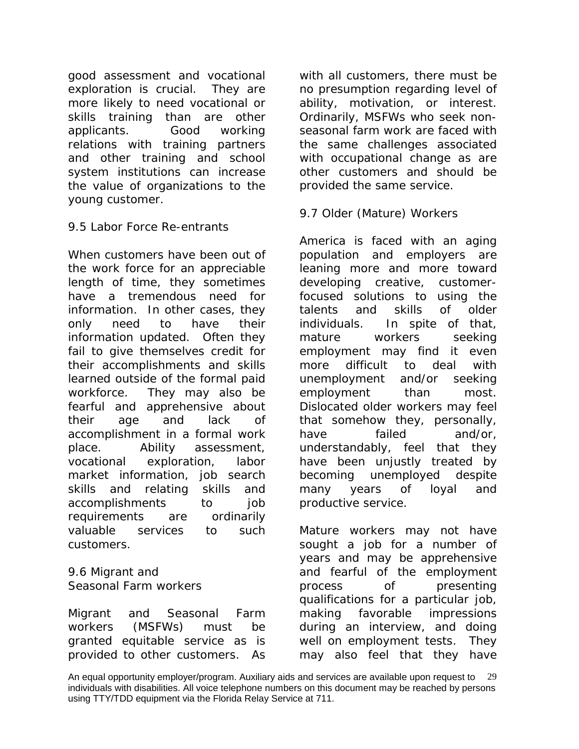good assessment and vocational exploration is crucial. They are more likely to need vocational or skills training than are other applicants. Good working relations with training partners and other training and school system institutions can increase the value of organizations to the young customer.

### 9.5 Labor Force Re-entrants

When customers have been out of the work force for an appreciable length of time, they sometimes have a tremendous need for information. In other cases, they only need to have their information updated. Often they fail to give themselves credit for their accomplishments and skills learned outside of the formal paid workforce. They may also be fearful and apprehensive about their age and lack of accomplishment in a formal work place. Ability assessment, vocational exploration, labor market information, job search skills and relating skills and accomplishments to job requirements are ordinarily valuable services to such customers.

### 9.6 Migrant and Seasonal Farm workers

Migrant and Seasonal Farm workers (MSFWs) must be granted equitable service as is provided to other customers. As with all customers, there must be no presumption regarding level of ability, motivation, or interest. Ordinarily, MSFWs who seek non-seasonal farm work are faced with the same challenges associated with occupational change as are other customers and should be provided the same service.

### 9.7 Older (Mature) Workers

America is faced with an aging population and employers are leaning more and more toward developing creative, customer-focused solutions to using the talents and skills of older individuals. In spite of that, mature workers seeking employment may find it even more difficult to deal with unemployment and/or seeking employment than most. Dislocated older workers may feel that somehow they, personally, have failed and/or, understandably, feel that they have been unjustly treated by becoming unemployed despite many years of loyal and productive service.

Mature workers may not have sought a job for a number of years and may be apprehensive and fearful of the employment process of presenting qualifications for a particular job, making favorable impressions during an interview, and doing well on employment tests. They may also feel that they have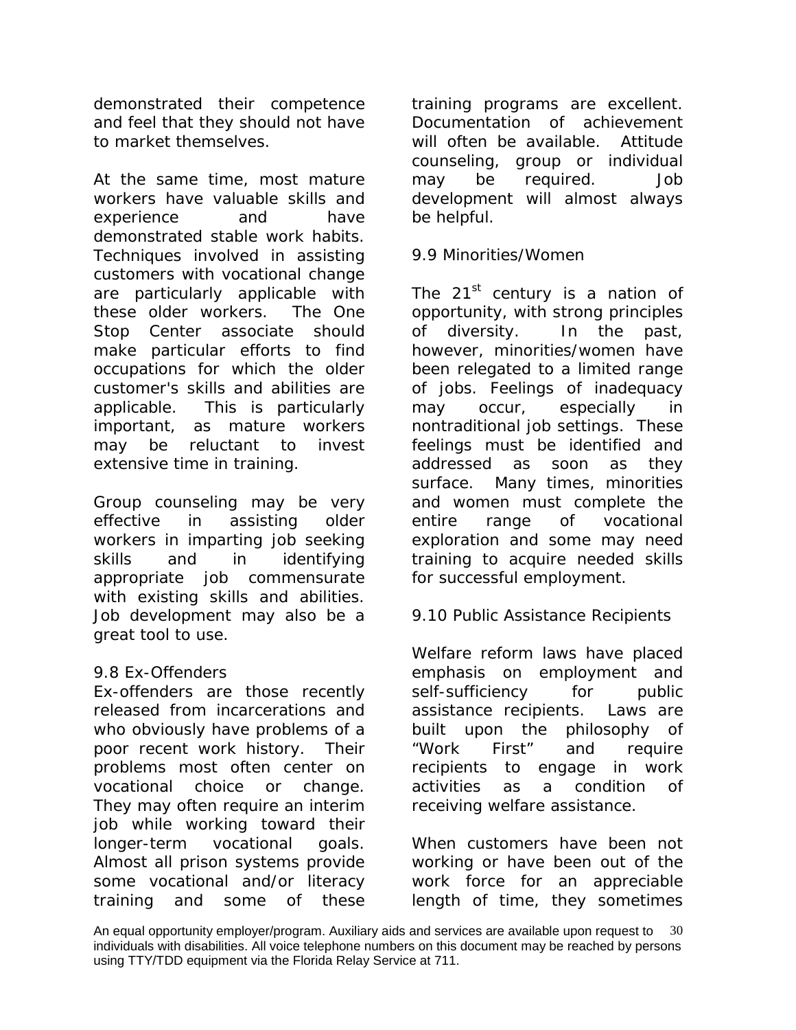demonstrated their competence and feel that they should not have to market themselves.

At the same time, most mature workers have valuable skills and experience and have demonstrated stable work habits. Techniques involved in assisting customers with vocational change are particularly applicable with these older workers. The One Stop Center associate should make particular efforts to find occupations for which the older customer's skills and abilities are applicable. This is particularly important, as mature workers may be reluctant to invest extensive time in training.

Group counseling may be very effective in assisting older workers in imparting job seeking skills and in identifying appropriate job commensurate with existing skills and abilities. Job development may also be a great tool to use.

### 9.8 Ex-Offenders

Ex-offenders are those recently released from incarcerations and who obviously have problems of a poor recent work history. Their problems most often center on vocational choice or change. They may often require an interim job while working toward their longer-term vocational goals. Almost all prison systems provide some vocational and/or literacy training and some of these training programs are excellent. Documentation of achievement will often be available. Attitude counseling, group or individual may be required. Job development will almost always be helpful.

### 9.9 Minorities/Women

The 21st century is a nation of opportunity, with strong principles of diversity. In the past, however, minorities/women have been relegated to a limited range of jobs. Feelings of inadequacy may occur, especially in nontraditional job settings. These feelings must be identified and addressed as soon as they surface. Many times, minorities and women must complete the entire range of vocational exploration and some may need training to acquire needed skills for successful employment.

### 9.10 Public Assistance Recipients

Welfare reform laws have placed emphasis on employment and self-sufficiency for public assistance recipients. Laws are built upon the philosophy of "Work First" and require recipients to engage in work activities as a condition of receiving welfare assistance.

When customers have been not working or have been out of the work force for an appreciable length of time, they sometimes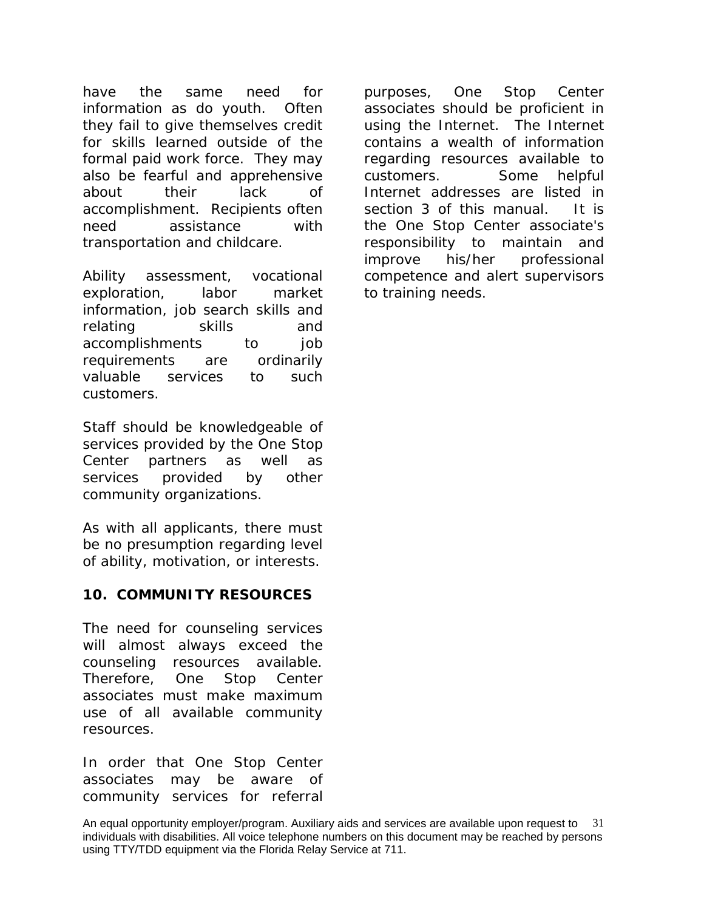have the same need for information as do youth. Often they fail to give themselves credit for skills learned outside of the formal paid work force. They may also be fearful and apprehensive about their lack of accomplishment. Recipients often need assistance with transportation and childcare.

Ability assessment, vocational exploration, labor market information, job search skills and relating skills and accomplishments to job requirements are ordinarily valuable services to such customers.

Staff should be knowledgeable of services provided by the One Stop Center partners as well as services provided by other community organizations.

As with all applicants, there must be no presumption regarding level of ability, motivation, or interests.

## 10. COMMUNITY RESOURCES

The need for counseling services will almost always exceed the counseling resources available. Therefore, One Stop Center associates must make maximum use of all available community resources.

In order that One Stop Center associates may be aware of community services for referral purposes, One Stop Center associates should be proficient in using the Internet. The Internet contains a wealth of information regarding resources available to customers. Some helpful Internet addresses are listed in section 3 of this manual. It is the One Stop Center associate's responsibility to maintain and improve his/her professional competence and alert supervisors to training needs.

An equal opportunity employer/program. Auxiliary aids and services are available upon request to individuals with disabilities. All voice telephone numbers on this document may be reached by persons using TTY/TDD equipment via the Florida Relay Service at 711.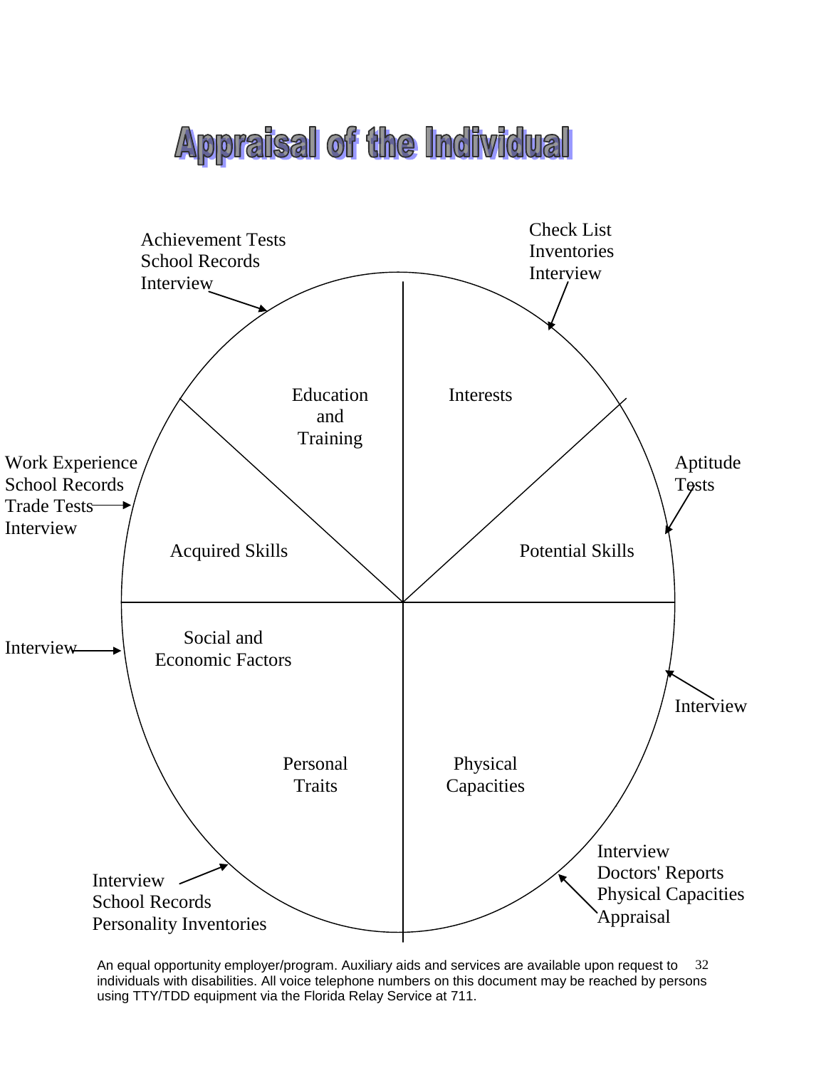# Appraisal of the Individual

Achievement Tests
School Records
Interview

Check List
Inventories
Interview

Education and Training

Interests

Work Experience
School Records
Trade Tests
Interview

Aptitude Tests

Acquired Skills

Potential Skills

Interview

Social and Economic Factors

Interview

Personal Traits

Physical Capacities

Interview
School Records
Personality Inventories

Interview
Doctors' Reports
Physical Capacities
Appraisal

An equal opportunity employer/program. Auxiliary aids and services are available upon request to individuals with disabilities. All voice telephone numbers on this document may be reached by persons using TTY/TDD equipment via the Florida Relay Service at 711.